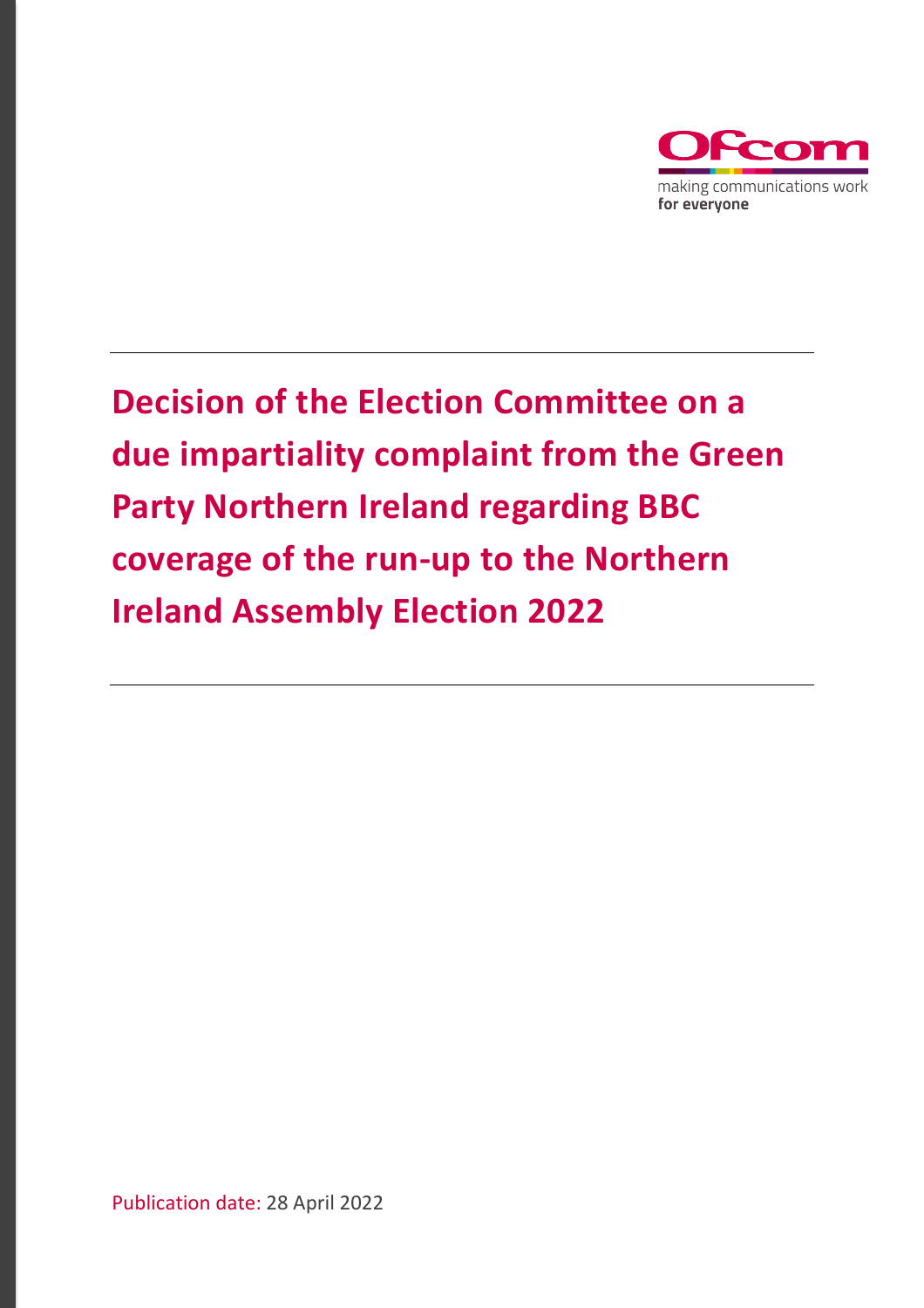# Decision of the Election Committee on a due impartiality complaint from the Green Party Northern Ireland regarding BBC coverage of the run-up to the Northern Ireland Assembly Election 2022

Publication date: 28 April 2022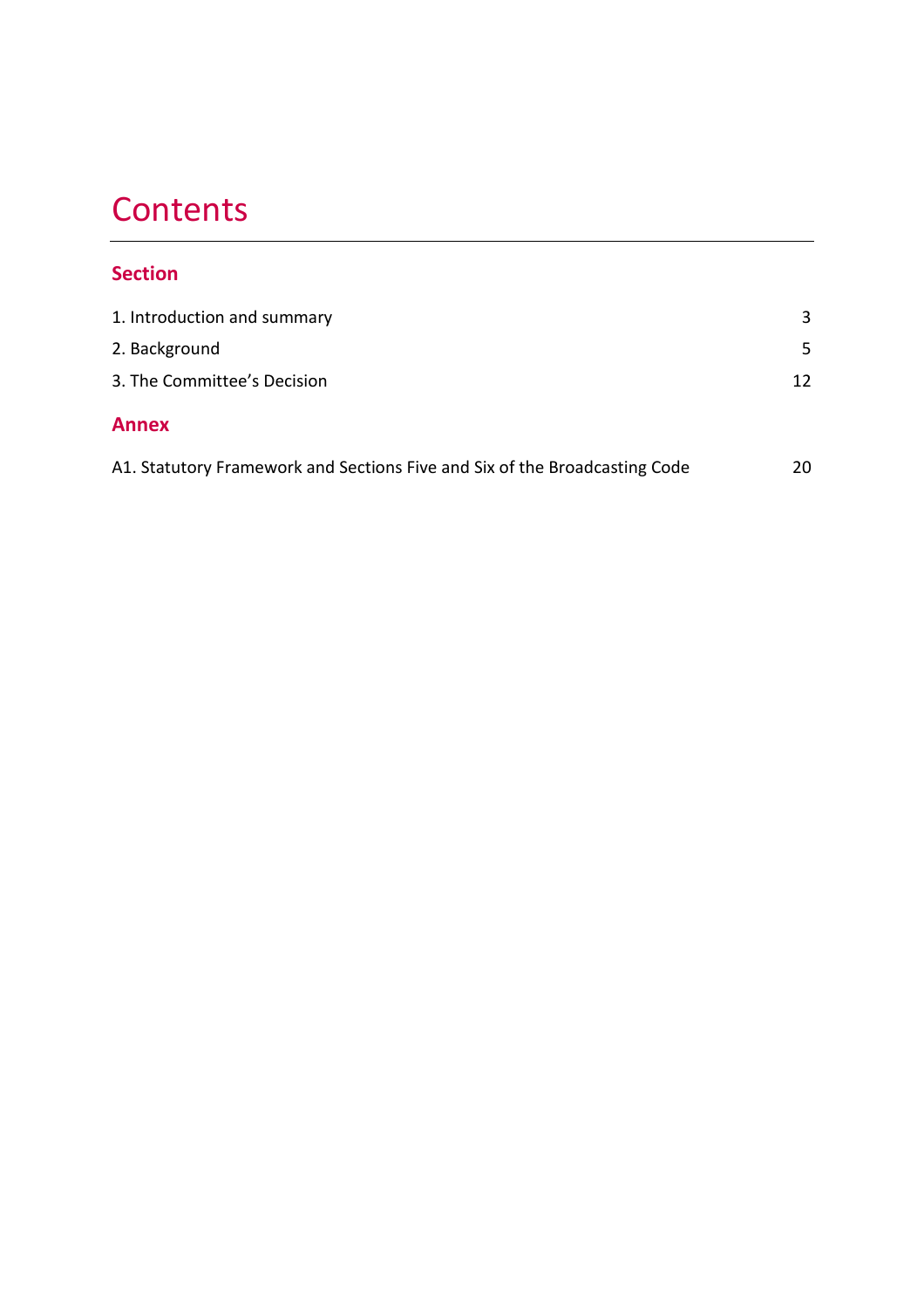# Contents

## Section

1. Introduction and summary 3

2. Background 5

3. The Committee's Decision 12

## Annex

A1. Statutory Framework and Sections Five and Six of the Broadcasting Code 20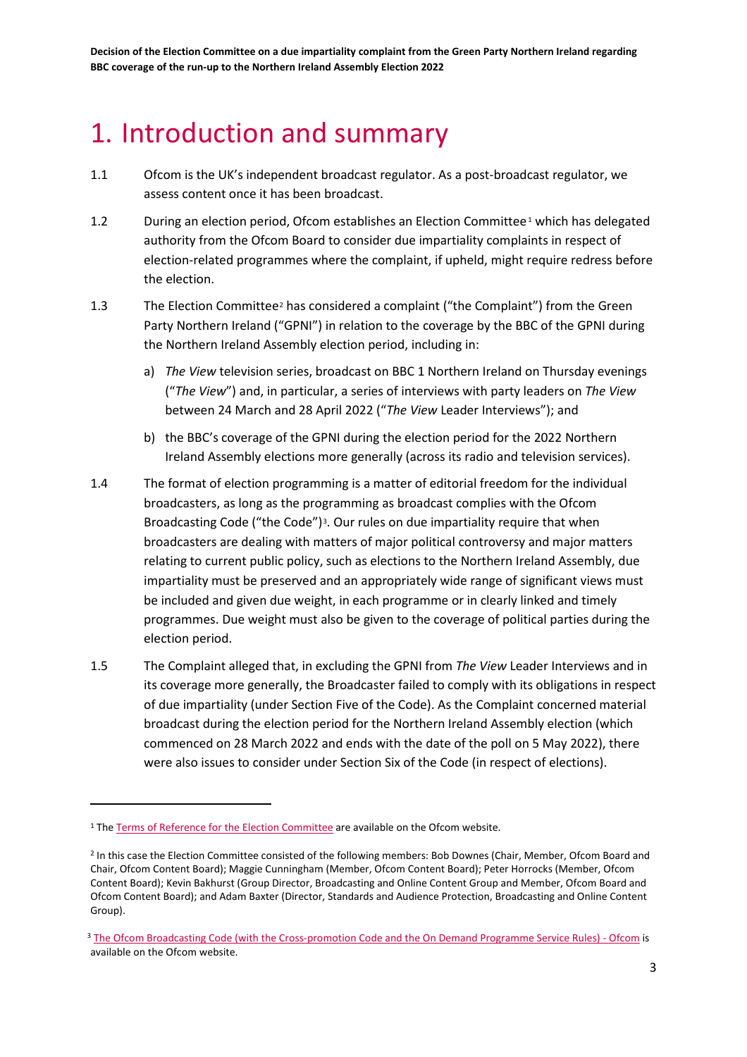# 1. Introduction and summary

1.1 Ofcom is the UK's independent broadcast regulator. As a post-broadcast regulator, we assess content once it has been broadcast.

1.2 During an election period, Ofcom establishes an Election Committee[1] which has delegated authority from the Ofcom Board to consider due impartiality complaints in respect of election-related programmes where the complaint, if upheld, might require redress before the election.

1.3 The Election Committee[2] has considered a complaint ("the Complaint") from the Green Party Northern Ireland ("GPNI") in relation to the coverage by the BBC of the GPNI during the Northern Ireland Assembly election period, including in:

a) *The View* television series, broadcast on BBC 1 Northern Ireland on Thursday evenings ("*The View*") and, in particular, a series of interviews with party leaders on *The View* between 24 March and 28 April 2022 ("*The View* Leader Interviews"); and

b) the BBC's coverage of the GPNI during the election period for the 2022 Northern Ireland Assembly elections more generally (across its radio and television services).

1.4 The format of election programming is a matter of editorial freedom for the individual broadcasters, as long as the programming as broadcast complies with the Ofcom Broadcasting Code ("the Code")[3]. Our rules on due impartiality require that when broadcasters are dealing with matters of major political controversy and major matters relating to current public policy, such as elections to the Northern Ireland Assembly, due impartiality must be preserved and an appropriately wide range of significant views must be included and given due weight, in each programme or in clearly linked and timely programmes. Due weight must also be given to the coverage of political parties during the election period.

1.5 The Complaint alleged that, in excluding the GPNI from *The View* Leader Interviews and in its coverage more generally, the Broadcaster failed to comply with its obligations in respect of due impartiality (under Section Five of the Code). As the Complaint concerned material broadcast during the election period for the Northern Ireland Assembly election (which commenced on 28 March 2022 and ends with the date of the poll on 5 May 2022), there were also issues to consider under Section Six of the Code (in respect of elections).

---

[1] The Terms of Reference for the Election Committee are available on the Ofcom website.

[2] In this case the Election Committee consisted of the following members: Bob Downes (Chair, Member, Ofcom Board and Chair, Ofcom Content Board); Maggie Cunningham (Member, Ofcom Content Board); Peter Horrocks (Member, Ofcom Content Board); Kevin Bakhurst (Group Director, Broadcasting and Online Content Group and Member, Ofcom Board and Ofcom Content Board); and Adam Baxter (Director, Standards and Audience Protection, Broadcasting and Online Content Group).

[3] The Ofcom Broadcasting Code (with the Cross-promotion Code and the On Demand Programme Service Rules) - Ofcom is available on the Ofcom website.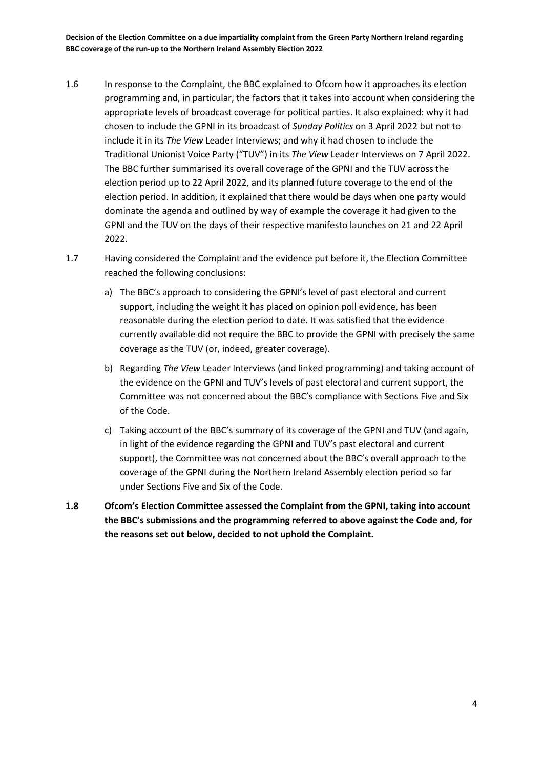1.6 In response to the Complaint, the BBC explained to Ofcom how it approaches its election programming and, in particular, the factors that it takes into account when considering the appropriate levels of broadcast coverage for political parties. It also explained: why it had chosen to include the GPNI in its broadcast of *Sunday Politics* on 3 April 2022 but not to include it in its *The View* Leader Interviews; and why it had chosen to include the Traditional Unionist Voice Party ("TUV") in its *The View* Leader Interviews on 7 April 2022. The BBC further summarised its overall coverage of the GPNI and the TUV across the election period up to 22 April 2022, and its planned future coverage to the end of the election period. In addition, it explained that there would be days when one party would dominate the agenda and outlined by way of example the coverage it had given to the GPNI and the TUV on the days of their respective manifesto launches on 21 and 22 April 2022.

1.7 Having considered the Complaint and the evidence put before it, the Election Committee reached the following conclusions:

a) The BBC's approach to considering the GPNI's level of past electoral and current support, including the weight it has placed on opinion poll evidence, has been reasonable during the election period to date. It was satisfied that the evidence currently available did not require the BBC to provide the GPNI with precisely the same coverage as the TUV (or, indeed, greater coverage).

b) Regarding *The View* Leader Interviews (and linked programming) and taking account of the evidence on the GPNI and TUV's levels of past electoral and current support, the Committee was not concerned about the BBC's compliance with Sections Five and Six of the Code.

c) Taking account of the BBC's summary of its coverage of the GPNI and TUV (and again, in light of the evidence regarding the GPNI and TUV's past electoral and current support), the Committee was not concerned about the BBC's overall approach to the coverage of the GPNI during the Northern Ireland Assembly election period so far under Sections Five and Six of the Code.

**1.8 Ofcom's Election Committee assessed the Complaint from the GPNI, taking into account the BBC's submissions and the programming referred to above against the Code and, for the reasons set out below, decided to not uphold the Complaint.**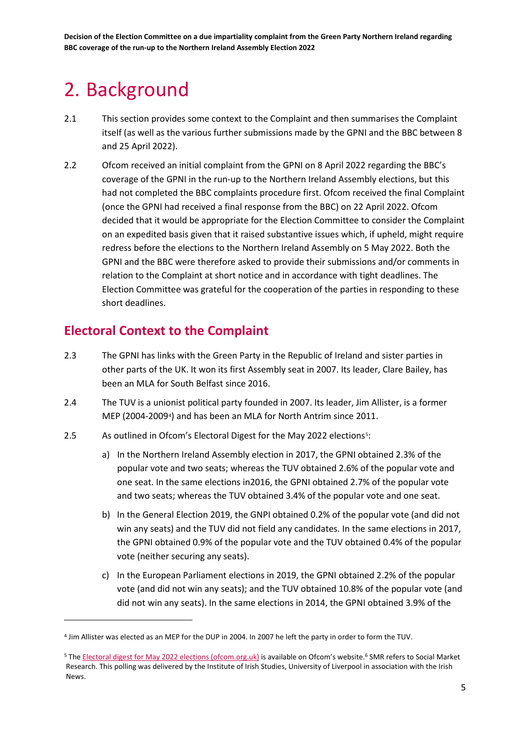# 2. Background

2.1 This section provides some context to the Complaint and then summarises the Complaint itself (as well as the various further submissions made by the GPNI and the BBC between 8 and 25 April 2022).

2.2 Ofcom received an initial complaint from the GPNI on 8 April 2022 regarding the BBC's coverage of the GPNI in the run-up to the Northern Ireland Assembly elections, but this had not completed the BBC complaints procedure first. Ofcom received the final Complaint (once the GPNI had received a final response from the BBC) on 22 April 2022. Ofcom decided that it would be appropriate for the Election Committee to consider the Complaint on an expedited basis given that it raised substantive issues which, if upheld, might require redress before the elections to the Northern Ireland Assembly on 5 May 2022. Both the GPNI and the BBC were therefore asked to provide their submissions and/or comments in relation to the Complaint at short notice and in accordance with tight deadlines. The Election Committee was grateful for the cooperation of the parties in responding to these short deadlines.

## Electoral Context to the Complaint

2.3 The GPNI has links with the Green Party in the Republic of Ireland and sister parties in other parts of the UK. It won its first Assembly seat in 2007. Its leader, Clare Bailey, has been an MLA for South Belfast since 2016.

2.4 The TUV is a unionist political party founded in 2007. Its leader, Jim Allister, is a former MEP (2004-2009[4]) and has been an MLA for North Antrim since 2011.

2.5 As outlined in Ofcom's Electoral Digest for the May 2022 elections[5]:

a) In the Northern Ireland Assembly election in 2017, the GPNI obtained 2.3% of the popular vote and two seats; whereas the TUV obtained 2.6% of the popular vote and one seat. In the same elections in2016, the GPNI obtained 2.7% of the popular vote and two seats; whereas the TUV obtained 3.4% of the popular vote and one seat.

b) In the General Election 2019, the GNPI obtained 0.2% of the popular vote (and did not win any seats) and the TUV did not field any candidates. In the same elections in 2017, the GPNI obtained 0.9% of the popular vote and the TUV obtained 0.4% of the popular vote (neither securing any seats).

c) In the European Parliament elections in 2019, the GPNI obtained 2.2% of the popular vote (and did not win any seats); and the TUV obtained 10.8% of the popular vote (and did not win any seats). In the same elections in 2014, the GPNI obtained 3.9% of the

---

[4] Jim Allister was elected as an MEP for the DUP in 2004. In 2007 he left the party in order to form the TUV.

[5] The Electoral digest for May 2022 elections (ofcom.org.uk) is available on Ofcom's website.[6] SMR refers to Social Market Research. This polling was delivered by the Institute of Irish Studies, University of Liverpool in association with the Irish News.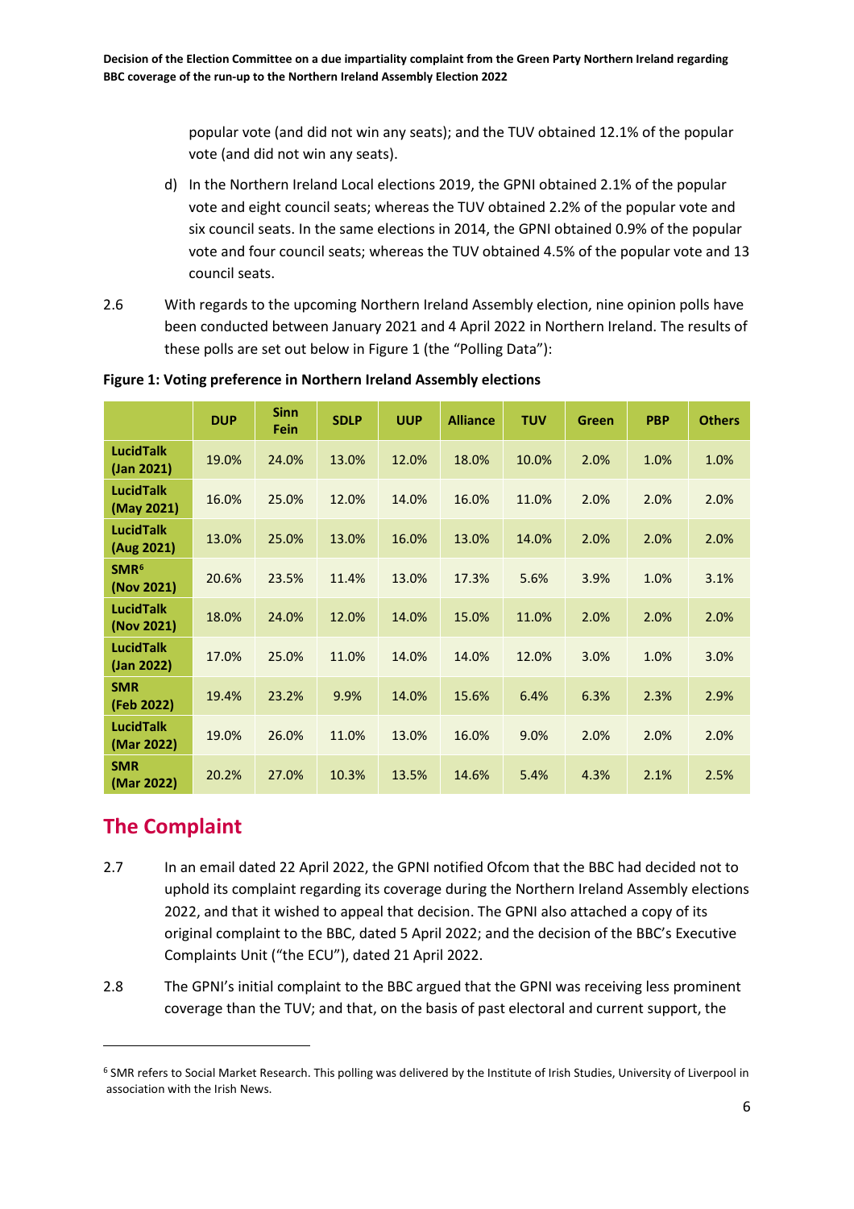popular vote (and did not win any seats); and the TUV obtained 12.1% of the popular vote (and did not win any seats).

d) In the Northern Ireland Local elections 2019, the GPNI obtained 2.1% of the popular vote and eight council seats; whereas the TUV obtained 2.2% of the popular vote and six council seats. In the same elections in 2014, the GPNI obtained 0.9% of the popular vote and four council seats; whereas the TUV obtained 4.5% of the popular vote and 13 council seats.

2.6 With regards to the upcoming Northern Ireland Assembly election, nine opinion polls have been conducted between January 2021 and 4 April 2022 in Northern Ireland. The results of these polls are set out below in Figure 1 (the "Polling Data"):

**Figure 1: Voting preference in Northern Ireland Assembly elections**

| | DUP | Sinn Fein | SDLP | UUP | Alliance | TUV | Green | PBP | Others |
|---|---|---|---|---|---|---|---|---|---|
| **LucidTalk (Jan 2021)** | 19.0% | 24.0% | 13.0% | 12.0% | 18.0% | 10.0% | 2.0% | 1.0% | 1.0% |
| **LucidTalk (May 2021)** | 16.0% | 25.0% | 12.0% | 14.0% | 16.0% | 11.0% | 2.0% | 2.0% | 2.0% |
| **LucidTalk (Aug 2021)** | 13.0% | 25.0% | 13.0% | 16.0% | 13.0% | 14.0% | 2.0% | 2.0% | 2.0% |
| **SMR[6] (Nov 2021)** | 20.6% | 23.5% | 11.4% | 13.0% | 17.3% | 5.6% | 3.9% | 1.0% | 3.1% |
| **LucidTalk (Nov 2021)** | 18.0% | 24.0% | 12.0% | 14.0% | 15.0% | 11.0% | 2.0% | 2.0% | 2.0% |
| **LucidTalk (Jan 2022)** | 17.0% | 25.0% | 11.0% | 14.0% | 14.0% | 12.0% | 3.0% | 1.0% | 3.0% |
| **SMR (Feb 2022)** | 19.4% | 23.2% | 9.9% | 14.0% | 15.6% | 6.4% | 6.3% | 2.3% | 2.9% |
| **LucidTalk (Mar 2022)** | 19.0% | 26.0% | 11.0% | 13.0% | 16.0% | 9.0% | 2.0% | 2.0% | 2.0% |
| **SMR (Mar 2022)** | 20.2% | 27.0% | 10.3% | 13.5% | 14.6% | 5.4% | 4.3% | 2.1% | 2.5% |

## The Complaint

2.7 In an email dated 22 April 2022, the GPNI notified Ofcom that the BBC had decided not to uphold its complaint regarding its coverage during the Northern Ireland Assembly elections 2022, and that it wished to appeal that decision. The GPNI also attached a copy of its original complaint to the BBC, dated 5 April 2022; and the decision of the BBC's Executive Complaints Unit ("the ECU"), dated 21 April 2022.

2.8 The GPNI's initial complaint to the BBC argued that the GPNI was receiving less prominent coverage than the TUV; and that, on the basis of past electoral and current support, the

[6] SMR refers to Social Market Research. This polling was delivered by the Institute of Irish Studies, University of Liverpool in association with the Irish News.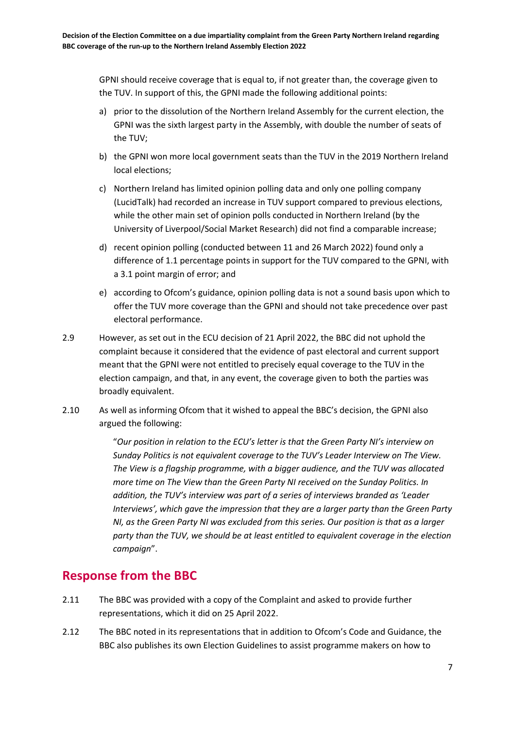GPNI should receive coverage that is equal to, if not greater than, the coverage given to the TUV. In support of this, the GPNI made the following additional points:

a) prior to the dissolution of the Northern Ireland Assembly for the current election, the GPNI was the sixth largest party in the Assembly, with double the number of seats of the TUV;

b) the GPNI won more local government seats than the TUV in the 2019 Northern Ireland local elections;

c) Northern Ireland has limited opinion polling data and only one polling company (LucidTalk) had recorded an increase in TUV support compared to previous elections, while the other main set of opinion polls conducted in Northern Ireland (by the University of Liverpool/Social Market Research) did not find a comparable increase;

d) recent opinion polling (conducted between 11 and 26 March 2022) found only a difference of 1.1 percentage points in support for the TUV compared to the GPNI, with a 3.1 point margin of error; and

e) according to Ofcom's guidance, opinion polling data is not a sound basis upon which to offer the TUV more coverage than the GPNI and should not take precedence over past electoral performance.

2.9 However, as set out in the ECU decision of 21 April 2022, the BBC did not uphold the complaint because it considered that the evidence of past electoral and current support meant that the GPNI were not entitled to precisely equal coverage to the TUV in the election campaign, and that, in any event, the coverage given to both the parties was broadly equivalent.

2.10 As well as informing Ofcom that it wished to appeal the BBC's decision, the GPNI also argued the following:

> "*Our position in relation to the ECU's letter is that the Green Party NI's interview on Sunday Politics is not equivalent coverage to the TUV's Leader Interview on The View. The View is a flagship programme, with a bigger audience, and the TUV was allocated more time on The View than the Green Party NI received on the Sunday Politics. In addition, the TUV's interview was part of a series of interviews branded as 'Leader Interviews', which gave the impression that they are a larger party than the Green Party NI, as the Green Party NI was excluded from this series. Our position is that as a larger party than the TUV, we should be at least entitled to equivalent coverage in the election campaign*".

## Response from the BBC

2.11 The BBC was provided with a copy of the Complaint and asked to provide further representations, which it did on 25 April 2022.

2.12 The BBC noted in its representations that in addition to Ofcom's Code and Guidance, the BBC also publishes its own Election Guidelines to assist programme makers on how to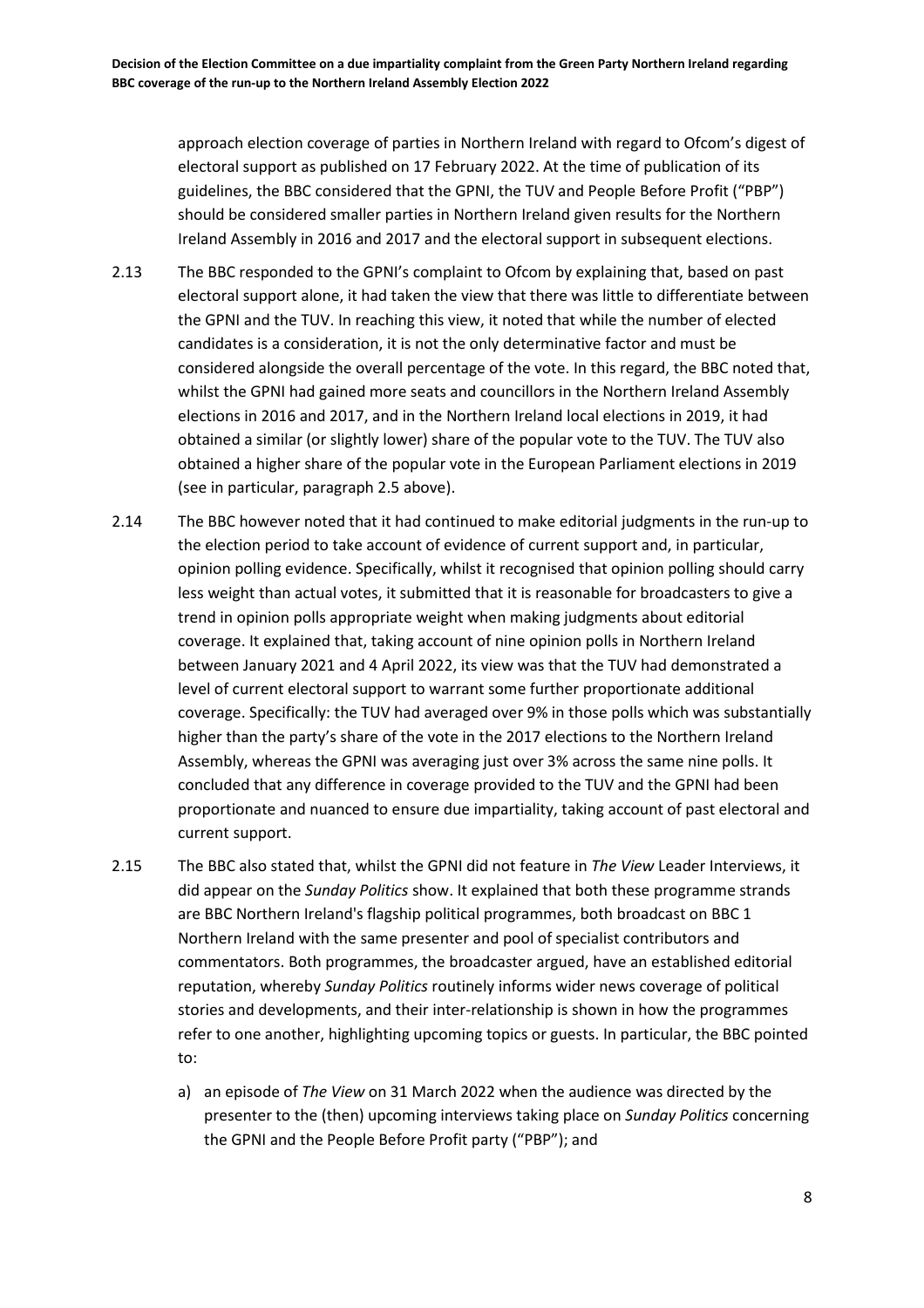approach election coverage of parties in Northern Ireland with regard to Ofcom's digest of electoral support as published on 17 February 2022. At the time of publication of its guidelines, the BBC considered that the GPNI, the TUV and People Before Profit ("PBP") should be considered smaller parties in Northern Ireland given results for the Northern Ireland Assembly in 2016 and 2017 and the electoral support in subsequent elections.

2.13 The BBC responded to the GPNI's complaint to Ofcom by explaining that, based on past electoral support alone, it had taken the view that there was little to differentiate between the GPNI and the TUV. In reaching this view, it noted that while the number of elected candidates is a consideration, it is not the only determinative factor and must be considered alongside the overall percentage of the vote. In this regard, the BBC noted that, whilst the GPNI had gained more seats and councillors in the Northern Ireland Assembly elections in 2016 and 2017, and in the Northern Ireland local elections in 2019, it had obtained a similar (or slightly lower) share of the popular vote to the TUV. The TUV also obtained a higher share of the popular vote in the European Parliament elections in 2019 (see in particular, paragraph 2.5 above).

2.14 The BBC however noted that it had continued to make editorial judgments in the run-up to the election period to take account of evidence of current support and, in particular, opinion polling evidence. Specifically, whilst it recognised that opinion polling should carry less weight than actual votes, it submitted that it is reasonable for broadcasters to give a trend in opinion polls appropriate weight when making judgments about editorial coverage. It explained that, taking account of nine opinion polls in Northern Ireland between January 2021 and 4 April 2022, its view was that the TUV had demonstrated a level of current electoral support to warrant some further proportionate additional coverage. Specifically: the TUV had averaged over 9% in those polls which was substantially higher than the party's share of the vote in the 2017 elections to the Northern Ireland Assembly, whereas the GPNI was averaging just over 3% across the same nine polls. It concluded that any difference in coverage provided to the TUV and the GPNI had been proportionate and nuanced to ensure due impartiality, taking account of past electoral and current support.

2.15 The BBC also stated that, whilst the GPNI did not feature in *The View* Leader Interviews, it did appear on the *Sunday Politics* show. It explained that both these programme strands are BBC Northern Ireland's flagship political programmes, both broadcast on BBC 1 Northern Ireland with the same presenter and pool of specialist contributors and commentators. Both programmes, the broadcaster argued, have an established editorial reputation, whereby *Sunday Politics* routinely informs wider news coverage of political stories and developments, and their inter-relationship is shown in how the programmes refer to one another, highlighting upcoming topics or guests. In particular, the BBC pointed to:

a) an episode of *The View* on 31 March 2022 when the audience was directed by the presenter to the (then) upcoming interviews taking place on *Sunday Politics* concerning the GPNI and the People Before Profit party ("PBP"); and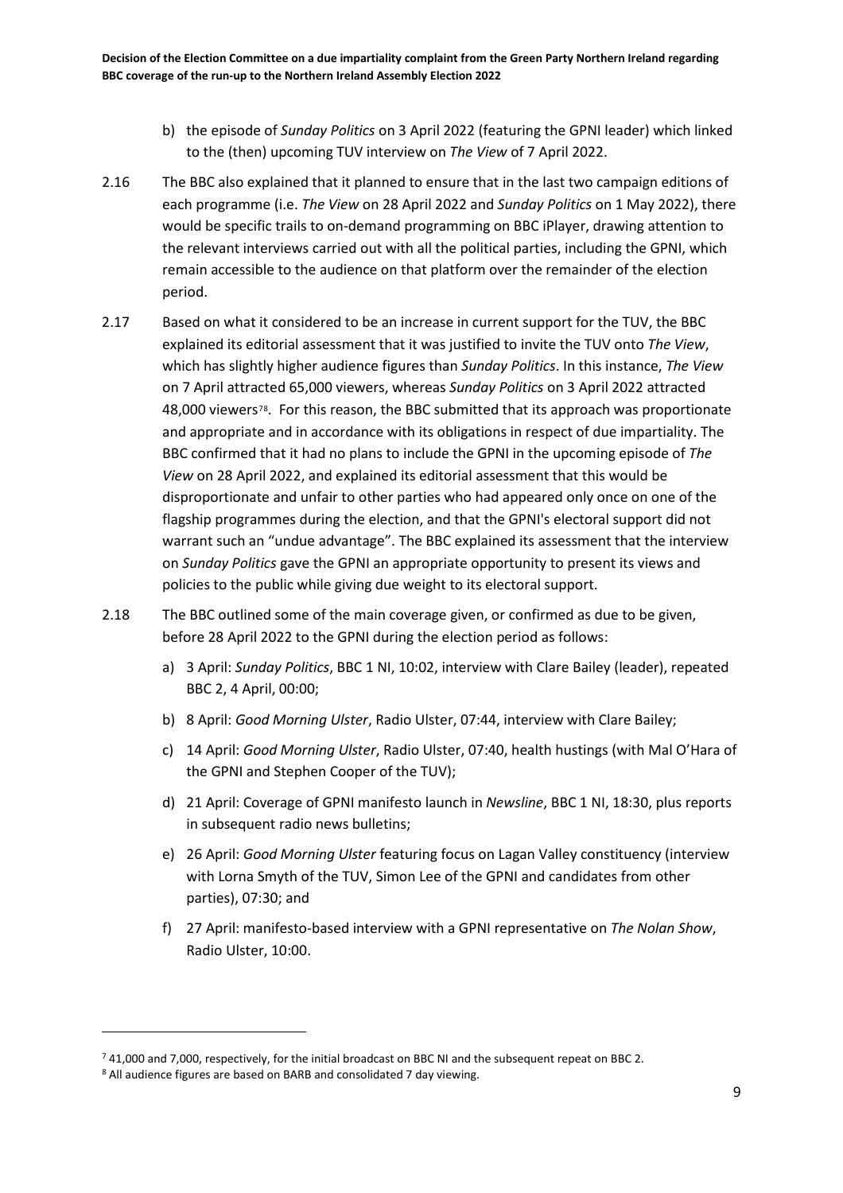b) the episode of *Sunday Politics* on 3 April 2022 (featuring the GPNI leader) which linked to the (then) upcoming TUV interview on *The View* of 7 April 2022.

2.16 The BBC also explained that it planned to ensure that in the last two campaign editions of each programme (i.e. *The View* on 28 April 2022 and *Sunday Politics* on 1 May 2022), there would be specific trails to on-demand programming on BBC iPlayer, drawing attention to the relevant interviews carried out with all the political parties, including the GPNI, which remain accessible to the audience on that platform over the remainder of the election period.

2.17 Based on what it considered to be an increase in current support for the TUV, the BBC explained its editorial assessment that it was justified to invite the TUV onto *The View*, which has slightly higher audience figures than *Sunday Politics*. In this instance, *The View* on 7 April attracted 65,000 viewers, whereas *Sunday Politics* on 3 April 2022 attracted 48,000 viewers[7][8]. For this reason, the BBC submitted that its approach was proportionate and appropriate and in accordance with its obligations in respect of due impartiality. The BBC confirmed that it had no plans to include the GPNI in the upcoming episode of *The View* on 28 April 2022, and explained its editorial assessment that this would be disproportionate and unfair to other parties who had appeared only once on one of the flagship programmes during the election, and that the GPNI's electoral support did not warrant such an "undue advantage". The BBC explained its assessment that the interview on *Sunday Politics* gave the GPNI an appropriate opportunity to present its views and policies to the public while giving due weight to its electoral support.

2.18 The BBC outlined some of the main coverage given, or confirmed as due to be given, before 28 April 2022 to the GPNI during the election period as follows:

a) 3 April: *Sunday Politics*, BBC 1 NI, 10:02, interview with Clare Bailey (leader), repeated BBC 2, 4 April, 00:00;

b) 8 April: *Good Morning Ulster*, Radio Ulster, 07:44, interview with Clare Bailey;

c) 14 April: *Good Morning Ulster*, Radio Ulster, 07:40, health hustings (with Mal O'Hara of the GPNI and Stephen Cooper of the TUV);

d) 21 April: Coverage of GPNI manifesto launch in *Newsline*, BBC 1 NI, 18:30, plus reports in subsequent radio news bulletins;

e) 26 April: *Good Morning Ulster* featuring focus on Lagan Valley constituency (interview with Lorna Smyth of the TUV, Simon Lee of the GPNI and candidates from other parties), 07:30; and

f) 27 April: manifesto-based interview with a GPNI representative on *The Nolan Show*, Radio Ulster, 10:00.

---

[7] 41,000 and 7,000, respectively, for the initial broadcast on BBC NI and the subsequent repeat on BBC 2.

[8] All audience figures are based on BARB and consolidated 7 day viewing.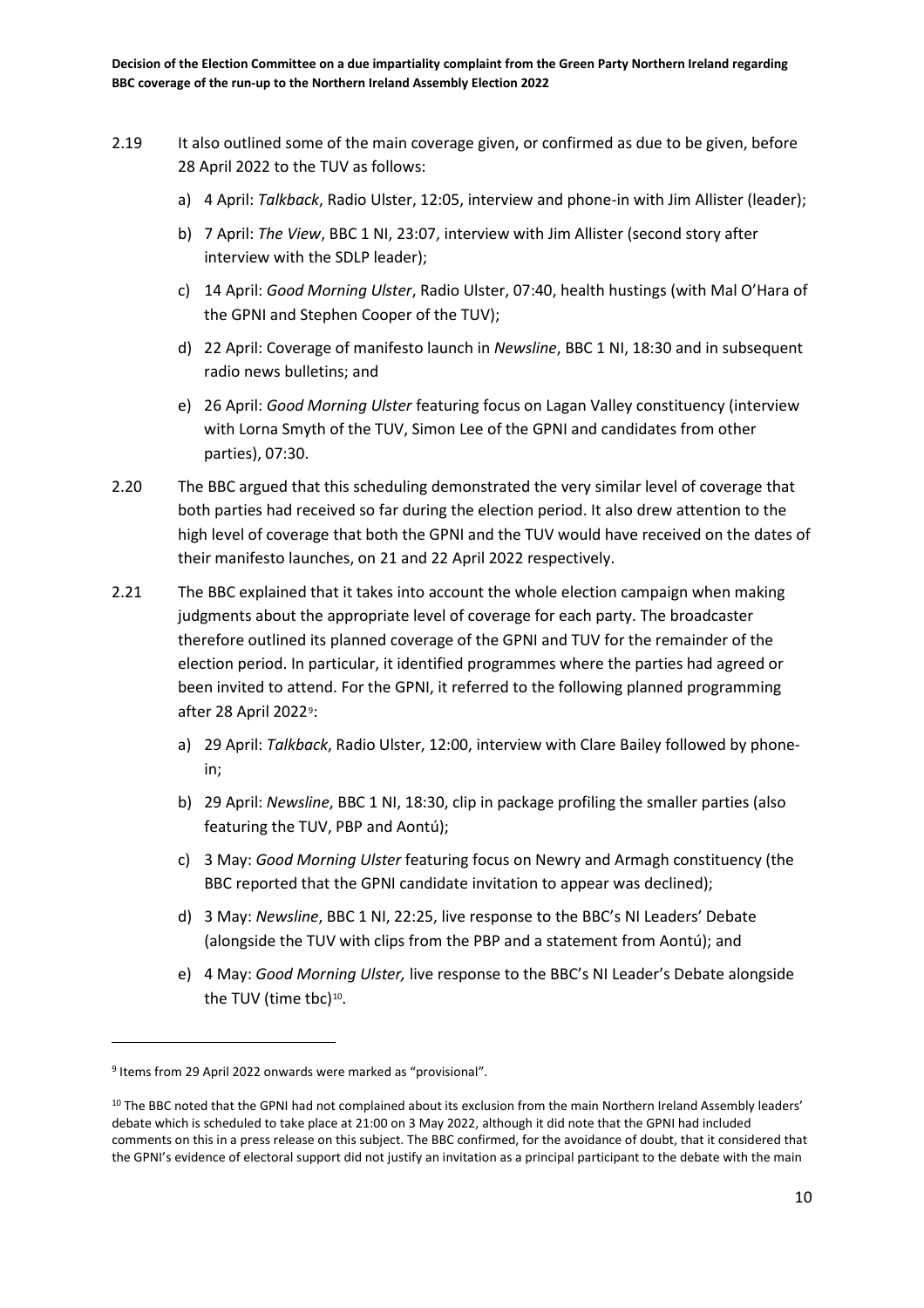2.19 It also outlined some of the main coverage given, or confirmed as due to be given, before 28 April 2022 to the TUV as follows:

a) 4 April: *Talkback*, Radio Ulster, 12:05, interview and phone-in with Jim Allister (leader);

b) 7 April: *The View*, BBC 1 NI, 23:07, interview with Jim Allister (second story after interview with the SDLP leader);

c) 14 April: *Good Morning Ulster*, Radio Ulster, 07:40, health hustings (with Mal O'Hara of the GPNI and Stephen Cooper of the TUV);

d) 22 April: Coverage of manifesto launch in *Newsline*, BBC 1 NI, 18:30 and in subsequent radio news bulletins; and

e) 26 April: *Good Morning Ulster* featuring focus on Lagan Valley constituency (interview with Lorna Smyth of the TUV, Simon Lee of the GPNI and candidates from other parties), 07:30.

2.20 The BBC argued that this scheduling demonstrated the very similar level of coverage that both parties had received so far during the election period. It also drew attention to the high level of coverage that both the GPNI and the TUV would have received on the dates of their manifesto launches, on 21 and 22 April 2022 respectively.

2.21 The BBC explained that it takes into account the whole election campaign when making judgments about the appropriate level of coverage for each party. The broadcaster therefore outlined its planned coverage of the GPNI and TUV for the remainder of the election period. In particular, it identified programmes where the parties had agreed or been invited to attend. For the GPNI, it referred to the following planned programming after 28 April 2022[9]:

a) 29 April: *Talkback*, Radio Ulster, 12:00, interview with Clare Bailey followed by phone-in;

b) 29 April: *Newsline*, BBC 1 NI, 18:30, clip in package profiling the smaller parties (also featuring the TUV, PBP and Aontú);

c) 3 May: *Good Morning Ulster* featuring focus on Newry and Armagh constituency (the BBC reported that the GPNI candidate invitation to appear was declined);

d) 3 May: *Newsline*, BBC 1 NI, 22:25, live response to the BBC's NI Leaders' Debate (alongside the TUV with clips from the PBP and a statement from Aontú); and

e) 4 May: *Good Morning Ulster,* live response to the BBC's NI Leader's Debate alongside the TUV (time tbc)[10].

---

[9] Items from 29 April 2022 onwards were marked as "provisional".

[10] The BBC noted that the GPNI had not complained about its exclusion from the main Northern Ireland Assembly leaders' debate which is scheduled to take place at 21:00 on 3 May 2022, although it did note that the GPNI had included comments on this in a press release on this subject. The BBC confirmed, for the avoidance of doubt, that it considered that the GPNI's evidence of electoral support did not justify an invitation as a principal participant to the debate with the main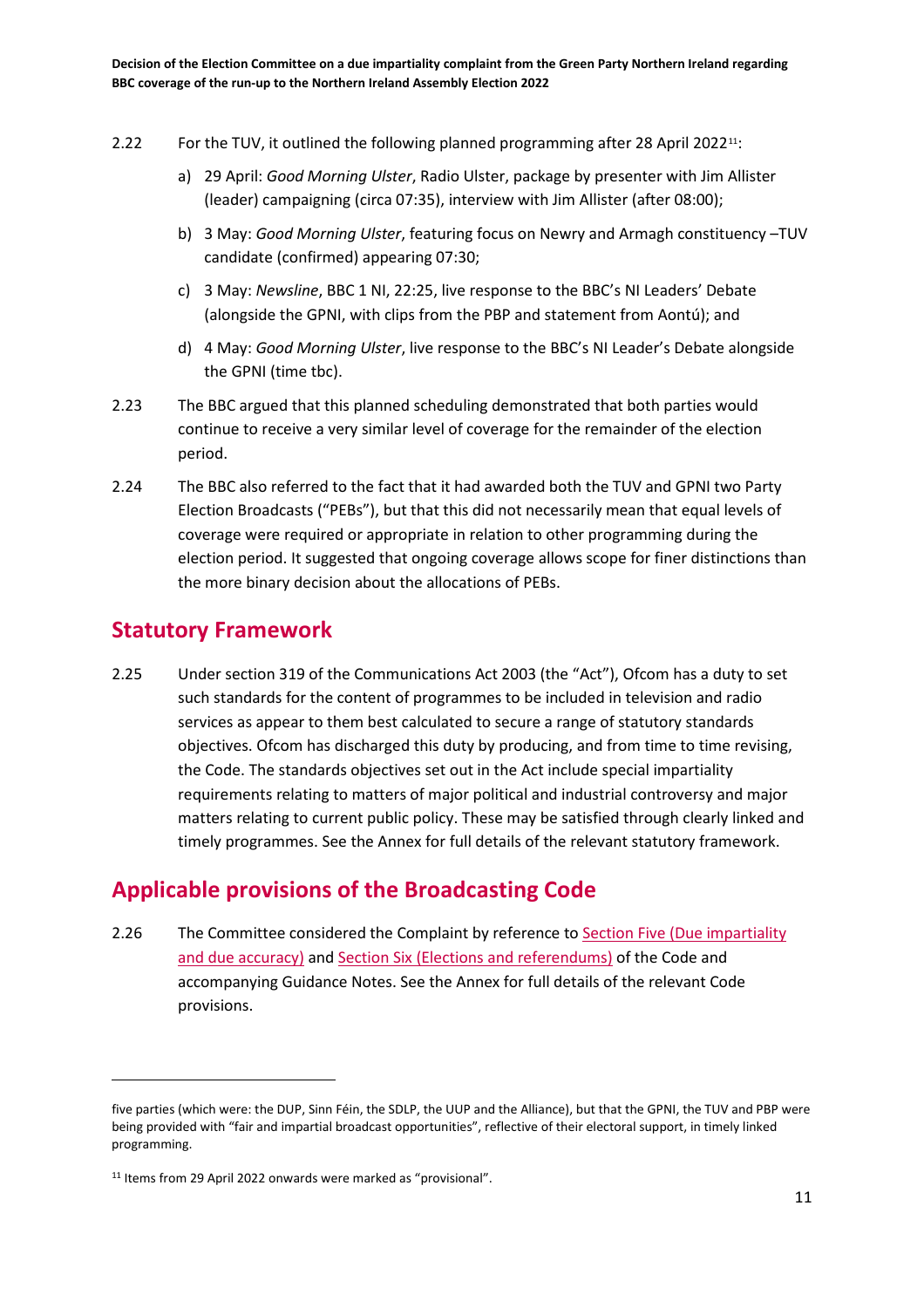2.22 For the TUV, it outlined the following planned programming after 28 April 2022[11]:

a) 29 April: *Good Morning Ulster*, Radio Ulster, package by presenter with Jim Allister (leader) campaigning (circa 07:35), interview with Jim Allister (after 08:00);

b) 3 May: *Good Morning Ulster*, featuring focus on Newry and Armagh constituency –TUV candidate (confirmed) appearing 07:30;

c) 3 May: *Newsline*, BBC 1 NI, 22:25, live response to the BBC's NI Leaders' Debate (alongside the GPNI, with clips from the PBP and statement from Aontú); and

d) 4 May: *Good Morning Ulster*, live response to the BBC's NI Leader's Debate alongside the GPNI (time tbc).

2.23 The BBC argued that this planned scheduling demonstrated that both parties would continue to receive a very similar level of coverage for the remainder of the election period.

2.24 The BBC also referred to the fact that it had awarded both the TUV and GPNI two Party Election Broadcasts ("PEBs"), but that this did not necessarily mean that equal levels of coverage were required or appropriate in relation to other programming during the election period. It suggested that ongoing coverage allows scope for finer distinctions than the more binary decision about the allocations of PEBs.

## Statutory Framework

2.25 Under section 319 of the Communications Act 2003 (the "Act"), Ofcom has a duty to set such standards for the content of programmes to be included in television and radio services as appear to them best calculated to secure a range of statutory standards objectives. Ofcom has discharged this duty by producing, and from time to time revising, the Code. The standards objectives set out in the Act include special impartiality requirements relating to matters of major political and industrial controversy and major matters relating to current public policy. These may be satisfied through clearly linked and timely programmes. See the Annex for full details of the relevant statutory framework.

## Applicable provisions of the Broadcasting Code

2.26 The Committee considered the Complaint by reference to Section Five (Due impartiality and due accuracy) and Section Six (Elections and referendums) of the Code and accompanying Guidance Notes. See the Annex for full details of the relevant Code provisions.

---

five parties (which were: the DUP, Sinn Féin, the SDLP, the UUP and the Alliance), but that the GPNI, the TUV and PBP were being provided with "fair and impartial broadcast opportunities", reflective of their electoral support, in timely linked programming.

[11] Items from 29 April 2022 onwards were marked as "provisional".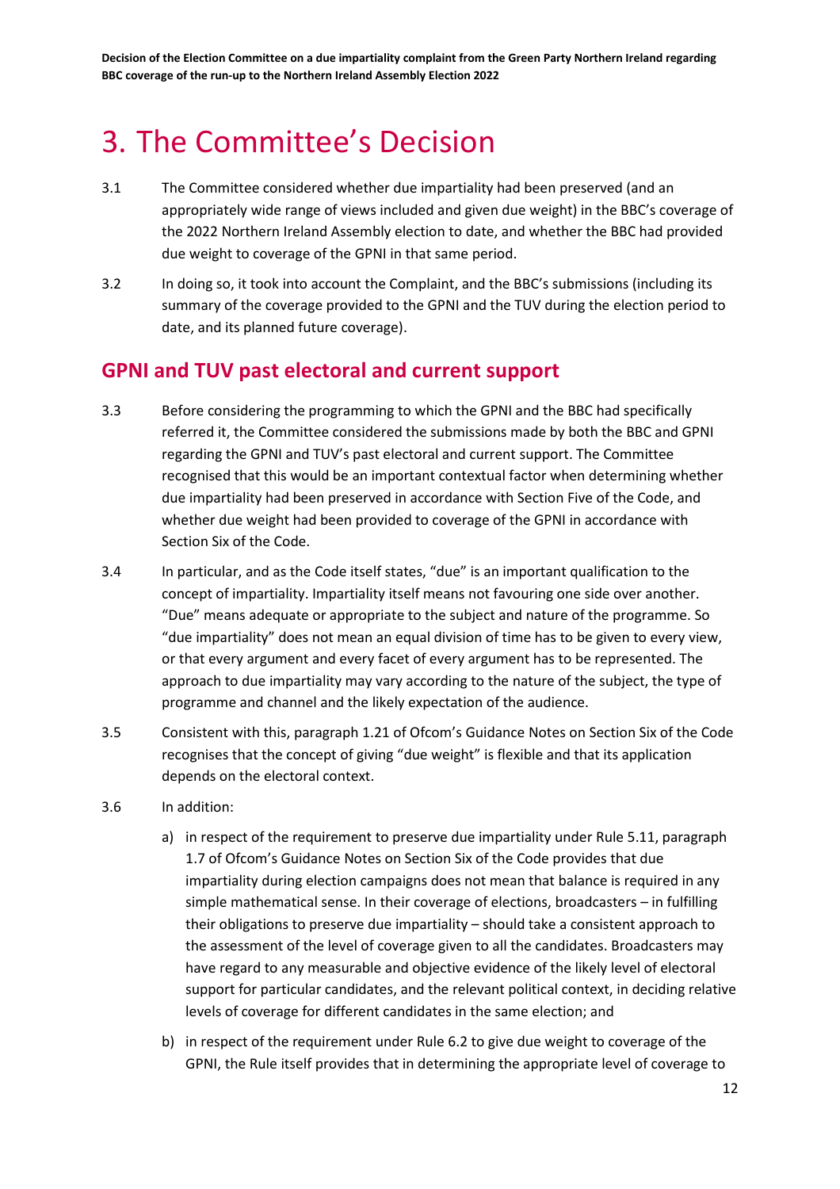# 3. The Committee's Decision

3.1 The Committee considered whether due impartiality had been preserved (and an appropriately wide range of views included and given due weight) in the BBC's coverage of the 2022 Northern Ireland Assembly election to date, and whether the BBC had provided due weight to coverage of the GPNI in that same period.

3.2 In doing so, it took into account the Complaint, and the BBC's submissions (including its summary of the coverage provided to the GPNI and the TUV during the election period to date, and its planned future coverage).

## GPNI and TUV past electoral and current support

3.3 Before considering the programming to which the GPNI and the BBC had specifically referred it, the Committee considered the submissions made by both the BBC and GPNI regarding the GPNI and TUV's past electoral and current support. The Committee recognised that this would be an important contextual factor when determining whether due impartiality had been preserved in accordance with Section Five of the Code, and whether due weight had been provided to coverage of the GPNI in accordance with Section Six of the Code.

3.4 In particular, and as the Code itself states, "due" is an important qualification to the concept of impartiality. Impartiality itself means not favouring one side over another. "Due" means adequate or appropriate to the subject and nature of the programme. So "due impartiality" does not mean an equal division of time has to be given to every view, or that every argument and every facet of every argument has to be represented. The approach to due impartiality may vary according to the nature of the subject, the type of programme and channel and the likely expectation of the audience.

3.5 Consistent with this, paragraph 1.21 of Ofcom's Guidance Notes on Section Six of the Code recognises that the concept of giving "due weight" is flexible and that its application depends on the electoral context.

3.6 In addition:

a) in respect of the requirement to preserve due impartiality under Rule 5.11, paragraph 1.7 of Ofcom's Guidance Notes on Section Six of the Code provides that due impartiality during election campaigns does not mean that balance is required in any simple mathematical sense. In their coverage of elections, broadcasters – in fulfilling their obligations to preserve due impartiality – should take a consistent approach to the assessment of the level of coverage given to all the candidates. Broadcasters may have regard to any measurable and objective evidence of the likely level of electoral support for particular candidates, and the relevant political context, in deciding relative levels of coverage for different candidates in the same election; and

b) in respect of the requirement under Rule 6.2 to give due weight to coverage of the GPNI, the Rule itself provides that in determining the appropriate level of coverage to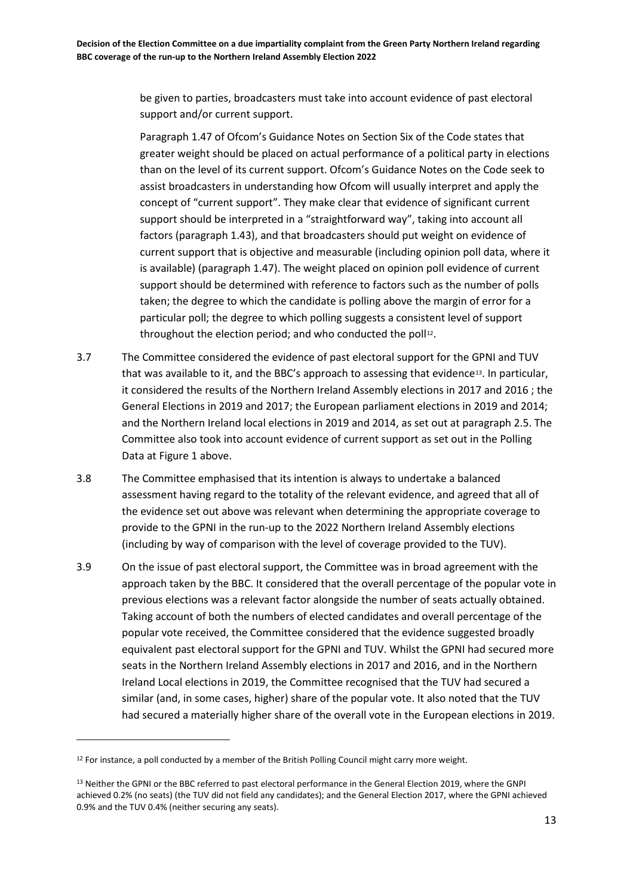be given to parties, broadcasters must take into account evidence of past electoral support and/or current support.

Paragraph 1.47 of Ofcom's Guidance Notes on Section Six of the Code states that greater weight should be placed on actual performance of a political party in elections than on the level of its current support. Ofcom's Guidance Notes on the Code seek to assist broadcasters in understanding how Ofcom will usually interpret and apply the concept of "current support". They make clear that evidence of significant current support should be interpreted in a "straightforward way", taking into account all factors (paragraph 1.43), and that broadcasters should put weight on evidence of current support that is objective and measurable (including opinion poll data, where it is available) (paragraph 1.47). The weight placed on opinion poll evidence of current support should be determined with reference to factors such as the number of polls taken; the degree to which the candidate is polling above the margin of error for a particular poll; the degree to which polling suggests a consistent level of support throughout the election period; and who conducted the poll[12].

3.7 The Committee considered the evidence of past electoral support for the GPNI and TUV that was available to it, and the BBC's approach to assessing that evidence[13]. In particular, it considered the results of the Northern Ireland Assembly elections in 2017 and 2016 ; the General Elections in 2019 and 2017; the European parliament elections in 2019 and 2014; and the Northern Ireland local elections in 2019 and 2014, as set out at paragraph 2.5. The Committee also took into account evidence of current support as set out in the Polling Data at Figure 1 above.

3.8 The Committee emphasised that its intention is always to undertake a balanced assessment having regard to the totality of the relevant evidence, and agreed that all of the evidence set out above was relevant when determining the appropriate coverage to provide to the GPNI in the run-up to the 2022 Northern Ireland Assembly elections (including by way of comparison with the level of coverage provided to the TUV).

3.9 On the issue of past electoral support, the Committee was in broad agreement with the approach taken by the BBC. It considered that the overall percentage of the popular vote in previous elections was a relevant factor alongside the number of seats actually obtained. Taking account of both the numbers of elected candidates and overall percentage of the popular vote received, the Committee considered that the evidence suggested broadly equivalent past electoral support for the GPNI and TUV. Whilst the GPNI had secured more seats in the Northern Ireland Assembly elections in 2017 and 2016, and in the Northern Ireland Local elections in 2019, the Committee recognised that the TUV had secured a similar (and, in some cases, higher) share of the popular vote. It also noted that the TUV had secured a materially higher share of the overall vote in the European elections in 2019.

---

[12] For instance, a poll conducted by a member of the British Polling Council might carry more weight.

[13] Neither the GPNI or the BBC referred to past electoral performance in the General Election 2019, where the GNPI achieved 0.2% (no seats) (the TUV did not field any candidates); and the General Election 2017, where the GPNI achieved 0.9% and the TUV 0.4% (neither securing any seats).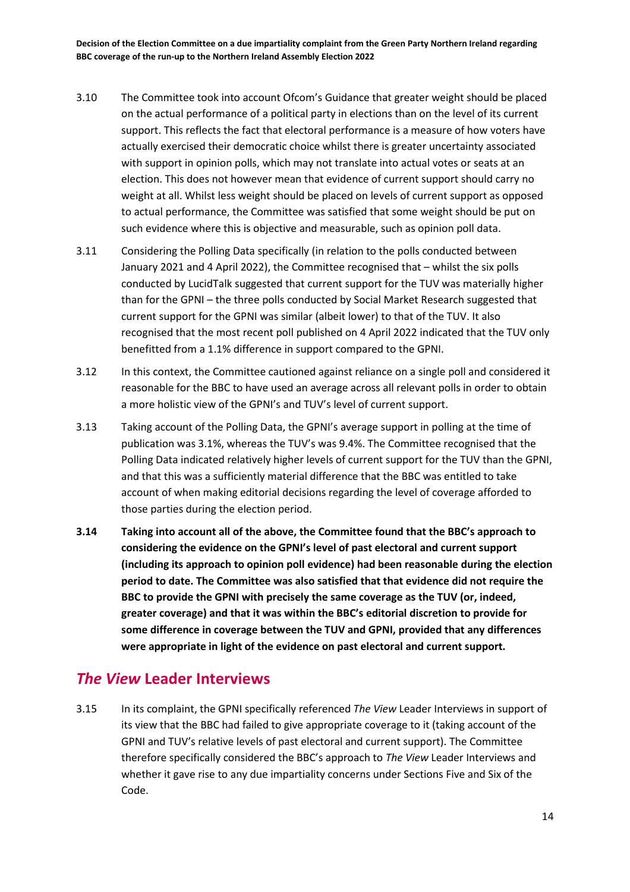3.10 The Committee took into account Ofcom's Guidance that greater weight should be placed on the actual performance of a political party in elections than on the level of its current support. This reflects the fact that electoral performance is a measure of how voters have actually exercised their democratic choice whilst there is greater uncertainty associated with support in opinion polls, which may not translate into actual votes or seats at an election. This does not however mean that evidence of current support should carry no weight at all. Whilst less weight should be placed on levels of current support as opposed to actual performance, the Committee was satisfied that some weight should be put on such evidence where this is objective and measurable, such as opinion poll data.

3.11 Considering the Polling Data specifically (in relation to the polls conducted between January 2021 and 4 April 2022), the Committee recognised that – whilst the six polls conducted by LucidTalk suggested that current support for the TUV was materially higher than for the GPNI – the three polls conducted by Social Market Research suggested that current support for the GPNI was similar (albeit lower) to that of the TUV. It also recognised that the most recent poll published on 4 April 2022 indicated that the TUV only benefitted from a 1.1% difference in support compared to the GPNI.

3.12 In this context, the Committee cautioned against reliance on a single poll and considered it reasonable for the BBC to have used an average across all relevant polls in order to obtain a more holistic view of the GPNI's and TUV's level of current support.

3.13 Taking account of the Polling Data, the GPNI's average support in polling at the time of publication was 3.1%, whereas the TUV's was 9.4%. The Committee recognised that the Polling Data indicated relatively higher levels of current support for the TUV than the GPNI, and that this was a sufficiently material difference that the BBC was entitled to take account of when making editorial decisions regarding the level of coverage afforded to those parties during the election period.

**3.14 Taking into account all of the above, the Committee found that the BBC's approach to considering the evidence on the GPNI's level of past electoral and current support (including its approach to opinion poll evidence) had been reasonable during the election period to date. The Committee was also satisfied that that evidence did not require the BBC to provide the GPNI with precisely the same coverage as the TUV (or, indeed, greater coverage) and that it was within the BBC's editorial discretion to provide for some difference in coverage between the TUV and GPNI, provided that any differences were appropriate in light of the evidence on past electoral and current support.**

## *The View* Leader Interviews

3.15 In its complaint, the GPNI specifically referenced *The View* Leader Interviews in support of its view that the BBC had failed to give appropriate coverage to it (taking account of the GPNI and TUV's relative levels of past electoral and current support). The Committee therefore specifically considered the BBC's approach to *The View* Leader Interviews and whether it gave rise to any due impartiality concerns under Sections Five and Six of the Code.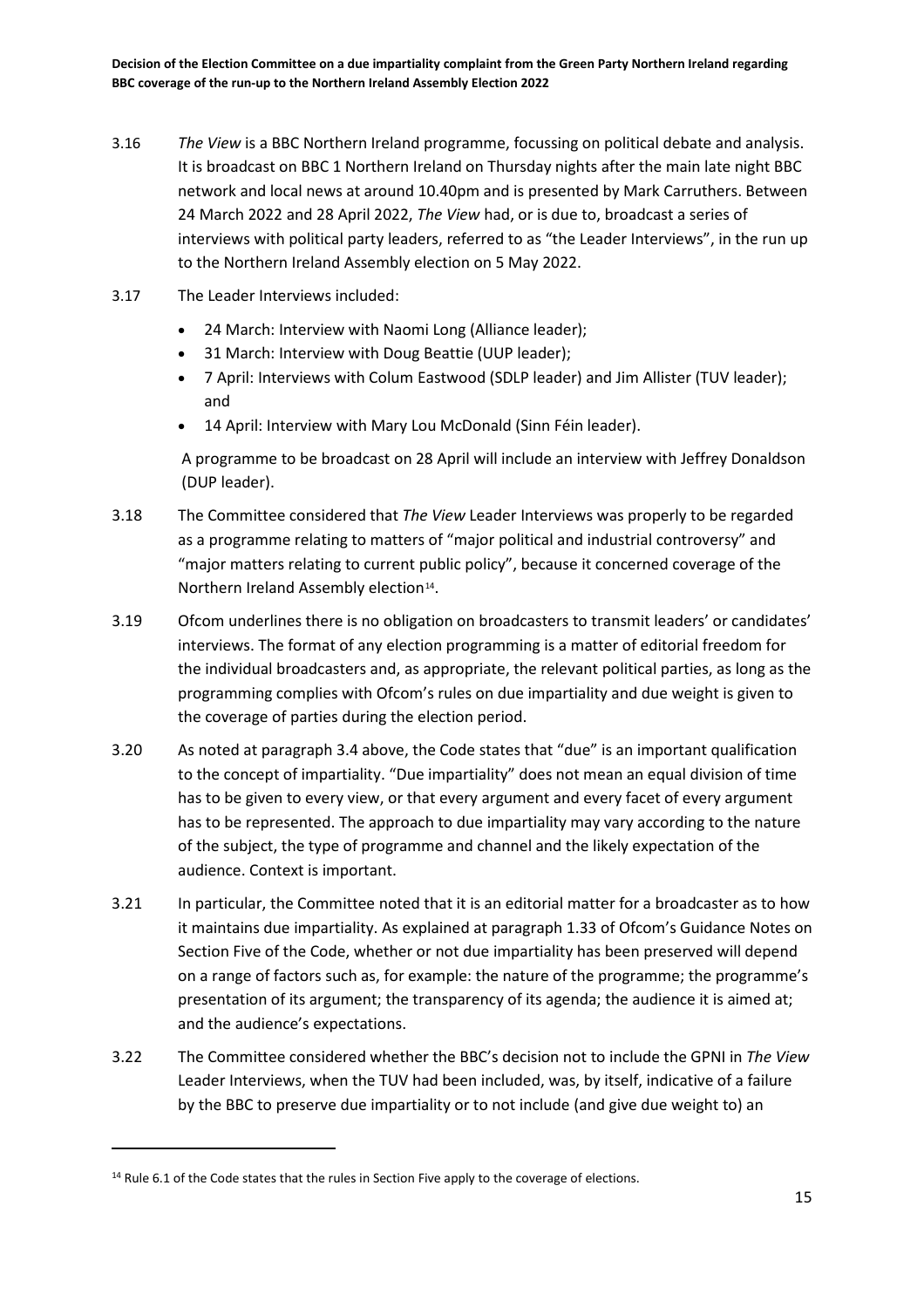3.16 *The View* is a BBC Northern Ireland programme, focussing on political debate and analysis. It is broadcast on BBC 1 Northern Ireland on Thursday nights after the main late night BBC network and local news at around 10.40pm and is presented by Mark Carruthers. Between 24 March 2022 and 28 April 2022, *The View* had, or is due to, broadcast a series of interviews with political party leaders, referred to as "the Leader Interviews", in the run up to the Northern Ireland Assembly election on 5 May 2022.

3.17 The Leader Interviews included:

- 24 March: Interview with Naomi Long (Alliance leader);
- 31 March: Interview with Doug Beattie (UUP leader);
- 7 April: Interviews with Colum Eastwood (SDLP leader) and Jim Allister (TUV leader); and
- 14 April: Interview with Mary Lou McDonald (Sinn Féin leader).

A programme to be broadcast on 28 April will include an interview with Jeffrey Donaldson (DUP leader).

3.18 The Committee considered that *The View* Leader Interviews was properly to be regarded as a programme relating to matters of "major political and industrial controversy" and "major matters relating to current public policy", because it concerned coverage of the Northern Ireland Assembly election[14].

3.19 Ofcom underlines there is no obligation on broadcasters to transmit leaders' or candidates' interviews. The format of any election programming is a matter of editorial freedom for the individual broadcasters and, as appropriate, the relevant political parties, as long as the programming complies with Ofcom's rules on due impartiality and due weight is given to the coverage of parties during the election period.

3.20 As noted at paragraph 3.4 above, the Code states that "due" is an important qualification to the concept of impartiality. "Due impartiality" does not mean an equal division of time has to be given to every view, or that every argument and every facet of every argument has to be represented. The approach to due impartiality may vary according to the nature of the subject, the type of programme and channel and the likely expectation of the audience. Context is important.

3.21 In particular, the Committee noted that it is an editorial matter for a broadcaster as to how it maintains due impartiality. As explained at paragraph 1.33 of Ofcom's Guidance Notes on Section Five of the Code, whether or not due impartiality has been preserved will depend on a range of factors such as, for example: the nature of the programme; the programme's presentation of its argument; the transparency of its agenda; the audience it is aimed at; and the audience's expectations.

3.22 The Committee considered whether the BBC's decision not to include the GPNI in *The View* Leader Interviews, when the TUV had been included, was, by itself, indicative of a failure by the BBC to preserve due impartiality or to not include (and give due weight to) an

[14] Rule 6.1 of the Code states that the rules in Section Five apply to the coverage of elections.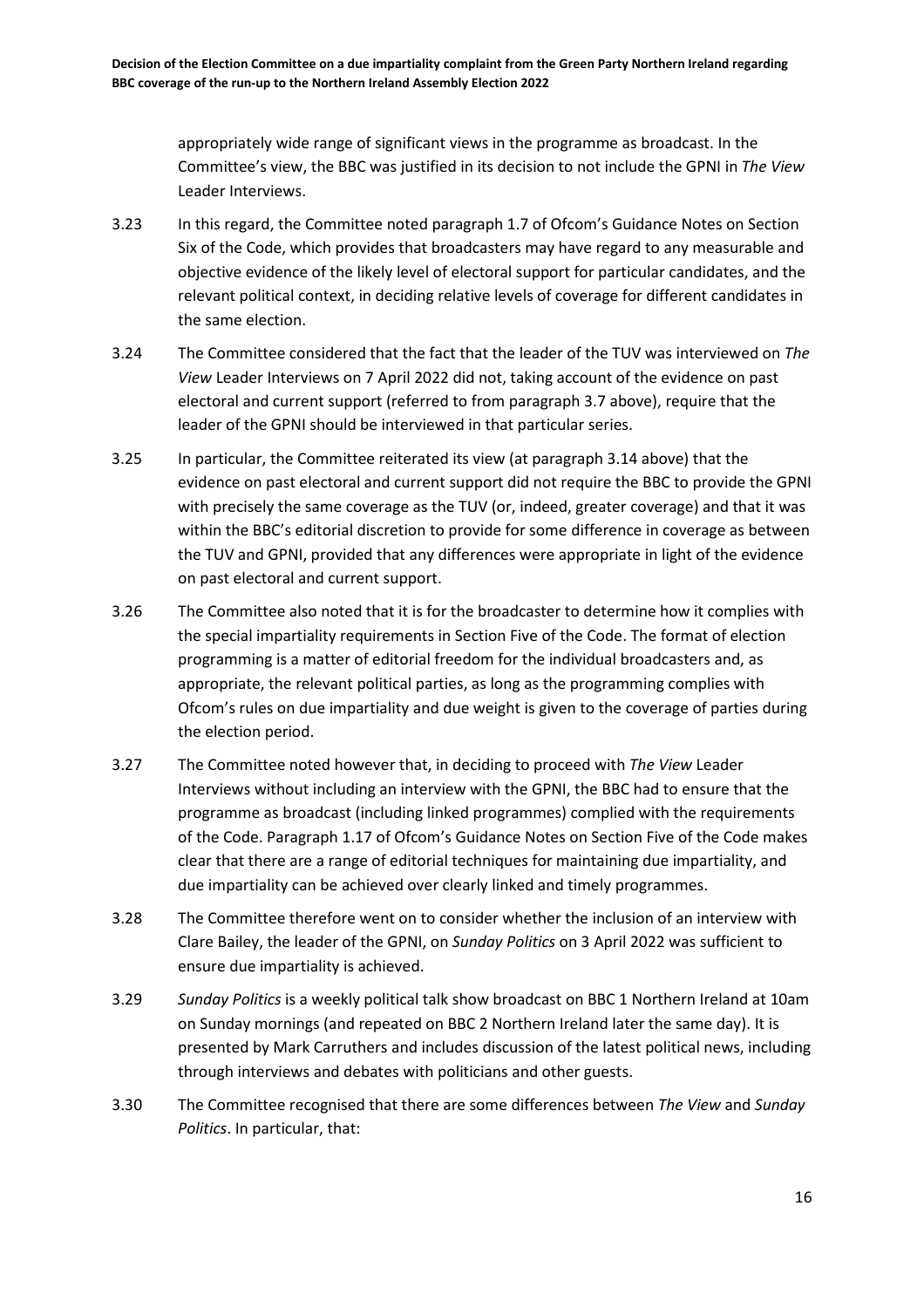appropriately wide range of significant views in the programme as broadcast. In the Committee's view, the BBC was justified in its decision to not include the GPNI in *The View* Leader Interviews.

3.23 In this regard, the Committee noted paragraph 1.7 of Ofcom's Guidance Notes on Section Six of the Code, which provides that broadcasters may have regard to any measurable and objective evidence of the likely level of electoral support for particular candidates, and the relevant political context, in deciding relative levels of coverage for different candidates in the same election.

3.24 The Committee considered that the fact that the leader of the TUV was interviewed on *The View* Leader Interviews on 7 April 2022 did not, taking account of the evidence on past electoral and current support (referred to from paragraph 3.7 above), require that the leader of the GPNI should be interviewed in that particular series.

3.25 In particular, the Committee reiterated its view (at paragraph 3.14 above) that the evidence on past electoral and current support did not require the BBC to provide the GPNI with precisely the same coverage as the TUV (or, indeed, greater coverage) and that it was within the BBC's editorial discretion to provide for some difference in coverage as between the TUV and GPNI, provided that any differences were appropriate in light of the evidence on past electoral and current support.

3.26 The Committee also noted that it is for the broadcaster to determine how it complies with the special impartiality requirements in Section Five of the Code. The format of election programming is a matter of editorial freedom for the individual broadcasters and, as appropriate, the relevant political parties, as long as the programming complies with Ofcom's rules on due impartiality and due weight is given to the coverage of parties during the election period.

3.27 The Committee noted however that, in deciding to proceed with *The View* Leader Interviews without including an interview with the GPNI, the BBC had to ensure that the programme as broadcast (including linked programmes) complied with the requirements of the Code. Paragraph 1.17 of Ofcom's Guidance Notes on Section Five of the Code makes clear that there are a range of editorial techniques for maintaining due impartiality, and due impartiality can be achieved over clearly linked and timely programmes.

3.28 The Committee therefore went on to consider whether the inclusion of an interview with Clare Bailey, the leader of the GPNI, on *Sunday Politics* on 3 April 2022 was sufficient to ensure due impartiality is achieved.

3.29 *Sunday Politics* is a weekly political talk show broadcast on BBC 1 Northern Ireland at 10am on Sunday mornings (and repeated on BBC 2 Northern Ireland later the same day). It is presented by Mark Carruthers and includes discussion of the latest political news, including through interviews and debates with politicians and other guests.

3.30 The Committee recognised that there are some differences between *The View* and *Sunday Politics*. In particular, that: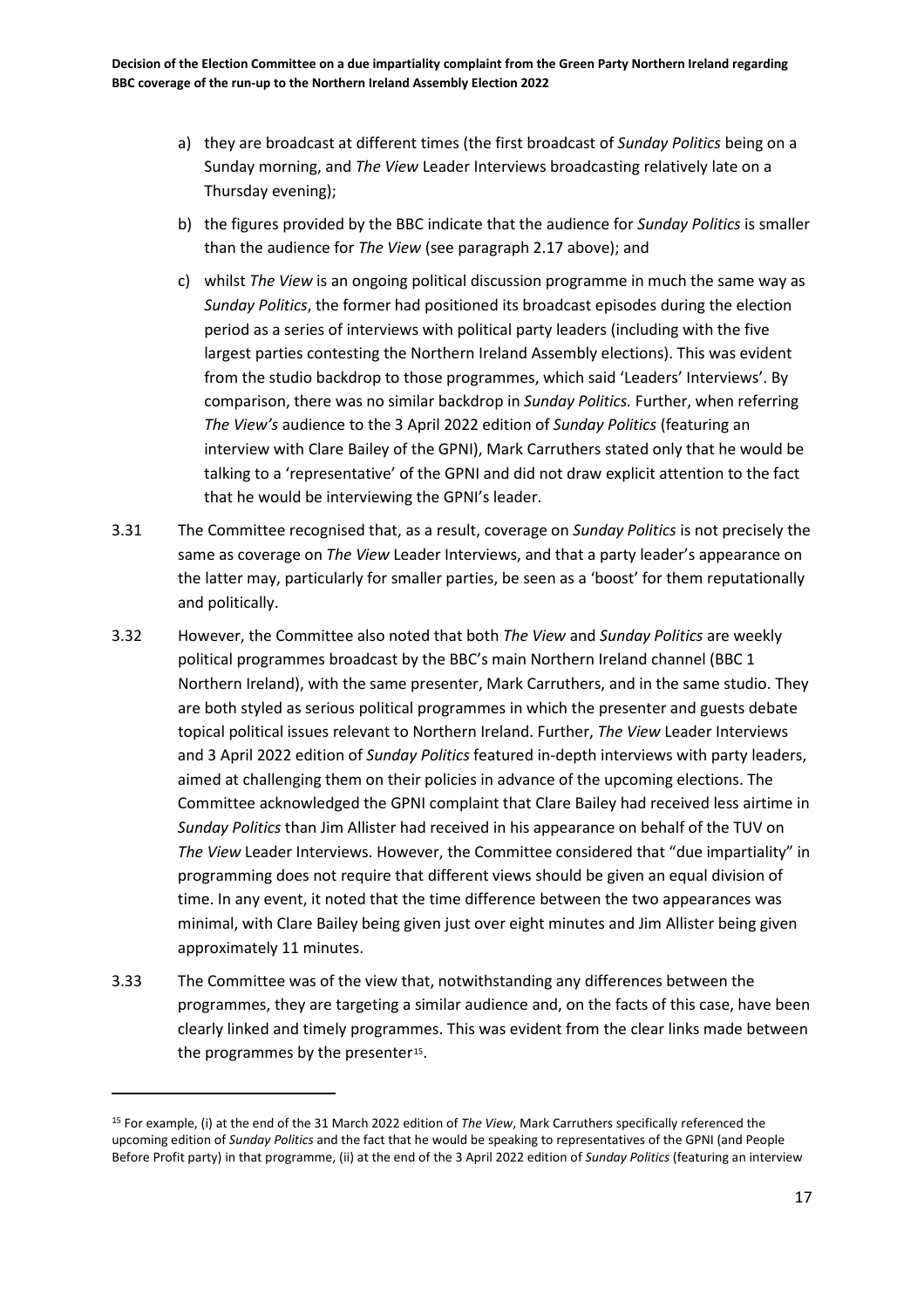a) they are broadcast at different times (the first broadcast of *Sunday Politics* being on a Sunday morning, and *The View* Leader Interviews broadcasting relatively late on a Thursday evening);

b) the figures provided by the BBC indicate that the audience for *Sunday Politics* is smaller than the audience for *The View* (see paragraph 2.17 above); and

c) whilst *The View* is an ongoing political discussion programme in much the same way as *Sunday Politics*, the former had positioned its broadcast episodes during the election period as a series of interviews with political party leaders (including with the five largest parties contesting the Northern Ireland Assembly elections). This was evident from the studio backdrop to those programmes, which said 'Leaders' Interviews'. By comparison, there was no similar backdrop in *Sunday Politics.* Further, when referring *The View's* audience to the 3 April 2022 edition of *Sunday Politics* (featuring an interview with Clare Bailey of the GPNI), Mark Carruthers stated only that he would be talking to a 'representative' of the GPNI and did not draw explicit attention to the fact that he would be interviewing the GPNI's leader.

3.31 The Committee recognised that, as a result, coverage on *Sunday Politics* is not precisely the same as coverage on *The View* Leader Interviews, and that a party leader's appearance on the latter may, particularly for smaller parties, be seen as a 'boost' for them reputationally and politically.

3.32 However, the Committee also noted that both *The View* and *Sunday Politics* are weekly political programmes broadcast by the BBC's main Northern Ireland channel (BBC 1 Northern Ireland), with the same presenter, Mark Carruthers, and in the same studio. They are both styled as serious political programmes in which the presenter and guests debate topical political issues relevant to Northern Ireland. Further, *The View* Leader Interviews and 3 April 2022 edition of *Sunday Politics* featured in-depth interviews with party leaders, aimed at challenging them on their policies in advance of the upcoming elections. The Committee acknowledged the GPNI complaint that Clare Bailey had received less airtime in *Sunday Politics* than Jim Allister had received in his appearance on behalf of the TUV on *The View* Leader Interviews. However, the Committee considered that "due impartiality" in programming does not require that different views should be given an equal division of time. In any event, it noted that the time difference between the two appearances was minimal, with Clare Bailey being given just over eight minutes and Jim Allister being given approximately 11 minutes.

3.33 The Committee was of the view that, notwithstanding any differences between the programmes, they are targeting a similar audience and, on the facts of this case, have been clearly linked and timely programmes. This was evident from the clear links made between the programmes by the presenter[15].

---

[15] For example, (i) at the end of the 31 March 2022 edition of *The View*, Mark Carruthers specifically referenced the upcoming edition of *Sunday Politics* and the fact that he would be speaking to representatives of the GPNI (and People Before Profit party) in that programme, (ii) at the end of the 3 April 2022 edition of *Sunday Politics* (featuring an interview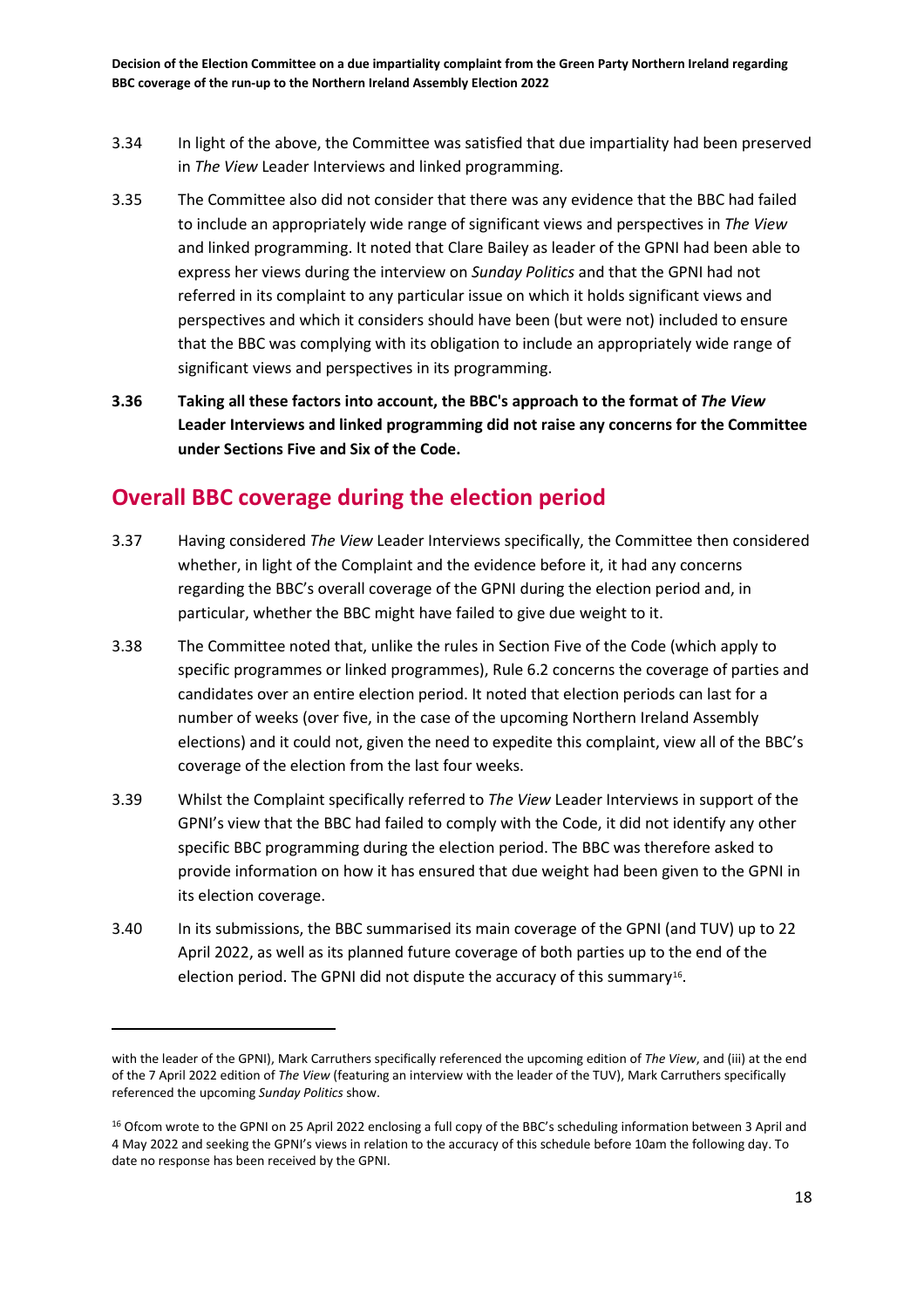3.34 In light of the above, the Committee was satisfied that due impartiality had been preserved in *The View* Leader Interviews and linked programming.

3.35 The Committee also did not consider that there was any evidence that the BBC had failed to include an appropriately wide range of significant views and perspectives in *The View* and linked programming. It noted that Clare Bailey as leader of the GPNI had been able to express her views during the interview on *Sunday Politics* and that the GPNI had not referred in its complaint to any particular issue on which it holds significant views and perspectives and which it considers should have been (but were not) included to ensure that the BBC was complying with its obligation to include an appropriately wide range of significant views and perspectives in its programming.

**3.36 Taking all these factors into account, the BBC's approach to the format of *The View* Leader Interviews and linked programming did not raise any concerns for the Committee under Sections Five and Six of the Code.**

## Overall BBC coverage during the election period

3.37 Having considered *The View* Leader Interviews specifically, the Committee then considered whether, in light of the Complaint and the evidence before it, it had any concerns regarding the BBC's overall coverage of the GPNI during the election period and, in particular, whether the BBC might have failed to give due weight to it.

3.38 The Committee noted that, unlike the rules in Section Five of the Code (which apply to specific programmes or linked programmes), Rule 6.2 concerns the coverage of parties and candidates over an entire election period. It noted that election periods can last for a number of weeks (over five, in the case of the upcoming Northern Ireland Assembly elections) and it could not, given the need to expedite this complaint, view all of the BBC's coverage of the election from the last four weeks.

3.39 Whilst the Complaint specifically referred to *The View* Leader Interviews in support of the GPNI's view that the BBC had failed to comply with the Code, it did not identify any other specific BBC programming during the election period. The BBC was therefore asked to provide information on how it has ensured that due weight had been given to the GPNI in its election coverage.

3.40 In its submissions, the BBC summarised its main coverage of the GPNI (and TUV) up to 22 April 2022, as well as its planned future coverage of both parties up to the end of the election period. The GPNI did not dispute the accuracy of this summary[16].

---

with the leader of the GPNI), Mark Carruthers specifically referenced the upcoming edition of *The View*, and (iii) at the end of the 7 April 2022 edition of *The View* (featuring an interview with the leader of the TUV), Mark Carruthers specifically referenced the upcoming *Sunday Politics* show.

[16] Ofcom wrote to the GPNI on 25 April 2022 enclosing a full copy of the BBC's scheduling information between 3 April and 4 May 2022 and seeking the GPNI's views in relation to the accuracy of this schedule before 10am the following day. To date no response has been received by the GPNI.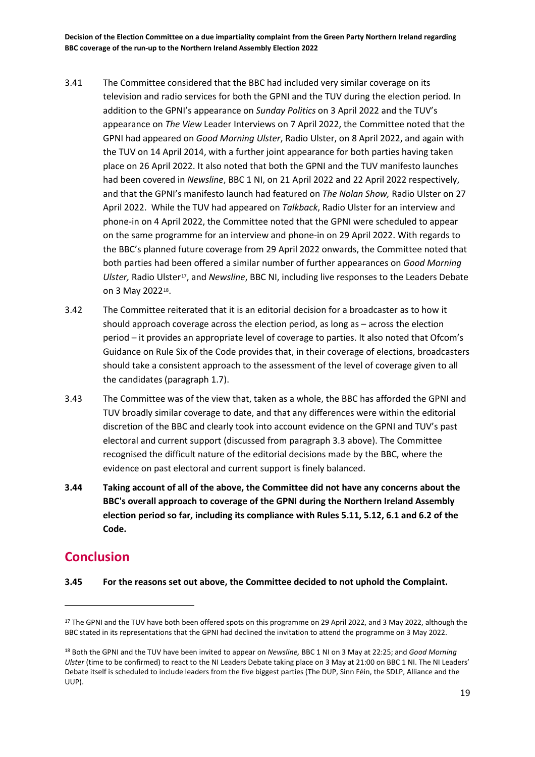3.41 The Committee considered that the BBC had included very similar coverage on its television and radio services for both the GPNI and the TUV during the election period. In addition to the GPNI's appearance on *Sunday Politics* on 3 April 2022 and the TUV's appearance on *The View* Leader Interviews on 7 April 2022, the Committee noted that the GPNI had appeared on *Good Morning Ulster*, Radio Ulster, on 8 April 2022, and again with the TUV on 14 April 2014, with a further joint appearance for both parties having taken place on 26 April 2022. It also noted that both the GPNI and the TUV manifesto launches had been covered in *Newsline*, BBC 1 NI, on 21 April 2022 and 22 April 2022 respectively, and that the GPNI's manifesto launch had featured on *The Nolan Show,* Radio Ulster on 27 April 2022. While the TUV had appeared on *Talkback*, Radio Ulster for an interview and phone-in on 4 April 2022, the Committee noted that the GPNI were scheduled to appear on the same programme for an interview and phone-in on 29 April 2022. With regards to the BBC's planned future coverage from 29 April 2022 onwards, the Committee noted that both parties had been offered a similar number of further appearances on *Good Morning Ulster,* Radio Ulster[17], and *Newsline*, BBC NI, including live responses to the Leaders Debate on 3 May 2022[18].

3.42 The Committee reiterated that it is an editorial decision for a broadcaster as to how it should approach coverage across the election period, as long as – across the election period – it provides an appropriate level of coverage to parties. It also noted that Ofcom's Guidance on Rule Six of the Code provides that, in their coverage of elections, broadcasters should take a consistent approach to the assessment of the level of coverage given to all the candidates (paragraph 1.7).

3.43 The Committee was of the view that, taken as a whole, the BBC has afforded the GPNI and TUV broadly similar coverage to date, and that any differences were within the editorial discretion of the BBC and clearly took into account evidence on the GPNI and TUV's past electoral and current support (discussed from paragraph 3.3 above). The Committee recognised the difficult nature of the editorial decisions made by the BBC, where the evidence on past electoral and current support is finely balanced.

**3.44 Taking account of all of the above, the Committee did not have any concerns about the BBC's overall approach to coverage of the GPNI during the Northern Ireland Assembly election period so far, including its compliance with Rules 5.11, 5.12, 6.1 and 6.2 of the Code.**

## Conclusion

**3.45 For the reasons set out above, the Committee decided to not uphold the Complaint.**

---

[17] The GPNI and the TUV have both been offered spots on this programme on 29 April 2022, and 3 May 2022, although the BBC stated in its representations that the GPNI had declined the invitation to attend the programme on 3 May 2022.

[18] Both the GPNI and the TUV have been invited to appear on *Newsline,* BBC 1 NI on 3 May at 22:25; and *Good Morning Ulster* (time to be confirmed) to react to the NI Leaders Debate taking place on 3 May at 21:00 on BBC 1 NI. The NI Leaders' Debate itself is scheduled to include leaders from the five biggest parties (The DUP, Sinn Féin, the SDLP, Alliance and the UUP).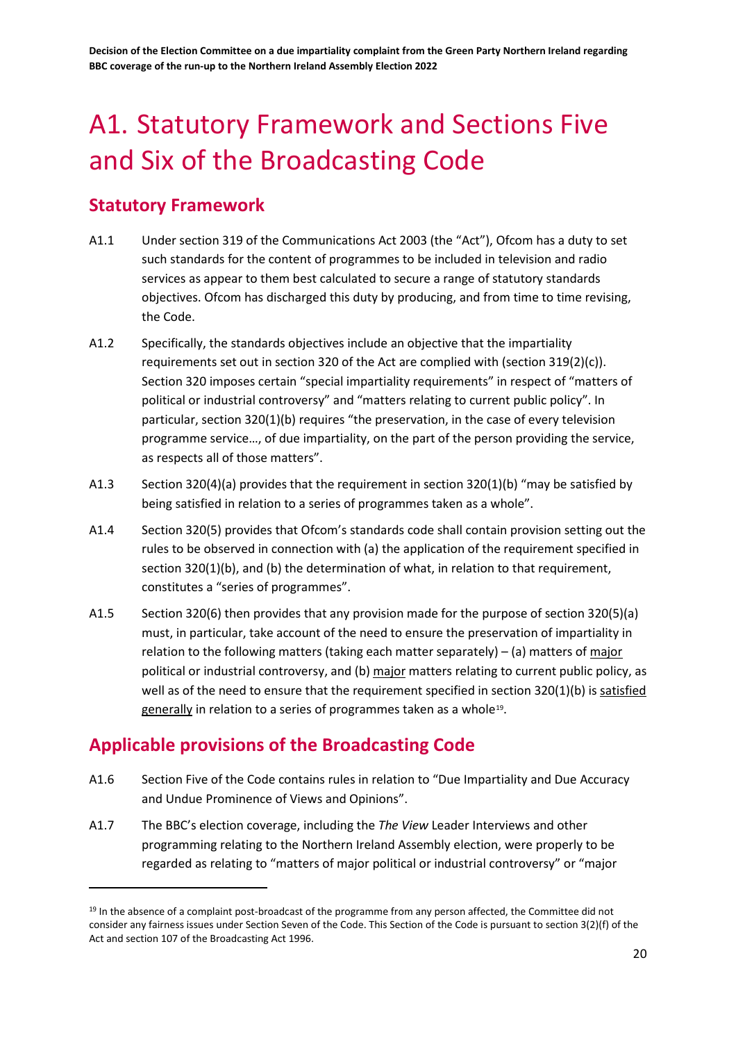# A1. Statutory Framework and Sections Five and Six of the Broadcasting Code

## Statutory Framework

A1.1 Under section 319 of the Communications Act 2003 (the "Act"), Ofcom has a duty to set such standards for the content of programmes to be included in television and radio services as appear to them best calculated to secure a range of statutory standards objectives. Ofcom has discharged this duty by producing, and from time to time revising, the Code.

A1.2 Specifically, the standards objectives include an objective that the impartiality requirements set out in section 320 of the Act are complied with (section 319(2)(c)). Section 320 imposes certain "special impartiality requirements" in respect of "matters of political or industrial controversy" and "matters relating to current public policy". In particular, section 320(1)(b) requires "the preservation, in the case of every television programme service…, of due impartiality, on the part of the person providing the service, as respects all of those matters".

A1.3 Section 320(4)(a) provides that the requirement in section 320(1)(b) "may be satisfied by being satisfied in relation to a series of programmes taken as a whole".

A1.4 Section 320(5) provides that Ofcom's standards code shall contain provision setting out the rules to be observed in connection with (a) the application of the requirement specified in section 320(1)(b), and (b) the determination of what, in relation to that requirement, constitutes a "series of programmes".

A1.5 Section 320(6) then provides that any provision made for the purpose of section 320(5)(a) must, in particular, take account of the need to ensure the preservation of impartiality in relation to the following matters (taking each matter separately) – (a) matters of <u>major</u> political or industrial controversy, and (b) <u>major</u> matters relating to current public policy, as well as of the need to ensure that the requirement specified in section 320(1)(b) is <u>satisfied generally</u> in relation to a series of programmes taken as a whole[19].

## Applicable provisions of the Broadcasting Code

A1.6 Section Five of the Code contains rules in relation to "Due Impartiality and Due Accuracy and Undue Prominence of Views and Opinions".

A1.7 The BBC's election coverage, including the *The View* Leader Interviews and other programming relating to the Northern Ireland Assembly election, were properly to be regarded as relating to "matters of major political or industrial controversy" or "major

---

[19] In the absence of a complaint post-broadcast of the programme from any person affected, the Committee did not consider any fairness issues under Section Seven of the Code. This Section of the Code is pursuant to section 3(2)(f) of the Act and section 107 of the Broadcasting Act 1996.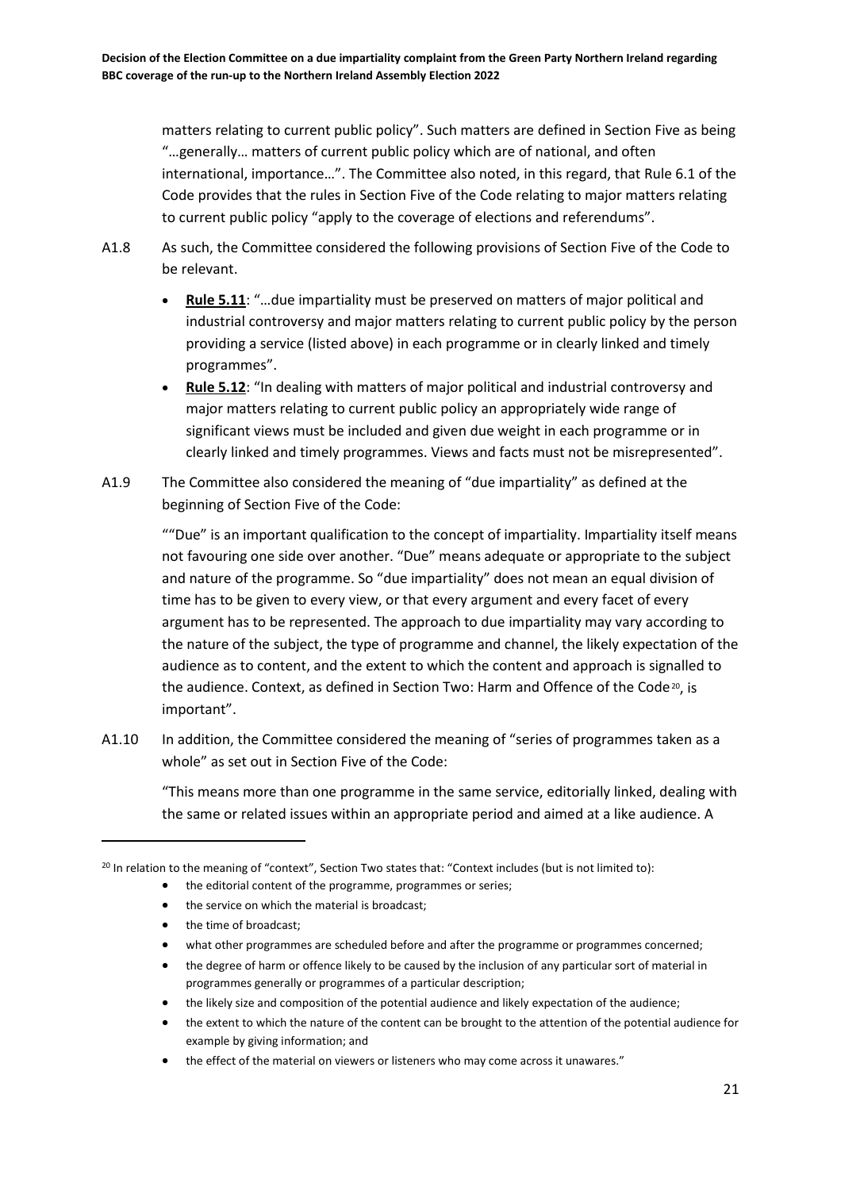matters relating to current public policy". Such matters are defined in Section Five as being "…generally… matters of current public policy which are of national, and often international, importance…". The Committee also noted, in this regard, that Rule 6.1 of the Code provides that the rules in Section Five of the Code relating to major matters relating to current public policy "apply to the coverage of elections and referendums".

A1.8 As such, the Committee considered the following provisions of Section Five of the Code to be relevant.

- **Rule 5.11**: "…due impartiality must be preserved on matters of major political and industrial controversy and major matters relating to current public policy by the person providing a service (listed above) in each programme or in clearly linked and timely programmes".
- **Rule 5.12**: "In dealing with matters of major political and industrial controversy and major matters relating to current public policy an appropriately wide range of significant views must be included and given due weight in each programme or in clearly linked and timely programmes. Views and facts must not be misrepresented".

A1.9 The Committee also considered the meaning of "due impartiality" as defined at the beginning of Section Five of the Code:

""Due" is an important qualification to the concept of impartiality. Impartiality itself means not favouring one side over another. "Due" means adequate or appropriate to the subject and nature of the programme. So "due impartiality" does not mean an equal division of time has to be given to every view, or that every argument and every facet of every argument has to be represented. The approach to due impartiality may vary according to the nature of the subject, the type of programme and channel, the likely expectation of the audience as to content, and the extent to which the content and approach is signalled to the audience. Context, as defined in Section Two: Harm and Offence of the Code[20], is important".

A1.10 In addition, the Committee considered the meaning of "series of programmes taken as a whole" as set out in Section Five of the Code:

"This means more than one programme in the same service, editorially linked, dealing with the same or related issues within an appropriate period and aimed at a like audience. A

---

[20] In relation to the meaning of "context", Section Two states that: "Context includes (but is not limited to):

- the editorial content of the programme, programmes or series;
- the service on which the material is broadcast;
- the time of broadcast;
- what other programmes are scheduled before and after the programme or programmes concerned;
- the degree of harm or offence likely to be caused by the inclusion of any particular sort of material in programmes generally or programmes of a particular description;
- the likely size and composition of the potential audience and likely expectation of the audience;
- the extent to which the nature of the content can be brought to the attention of the potential audience for example by giving information; and
- the effect of the material on viewers or listeners who may come across it unawares."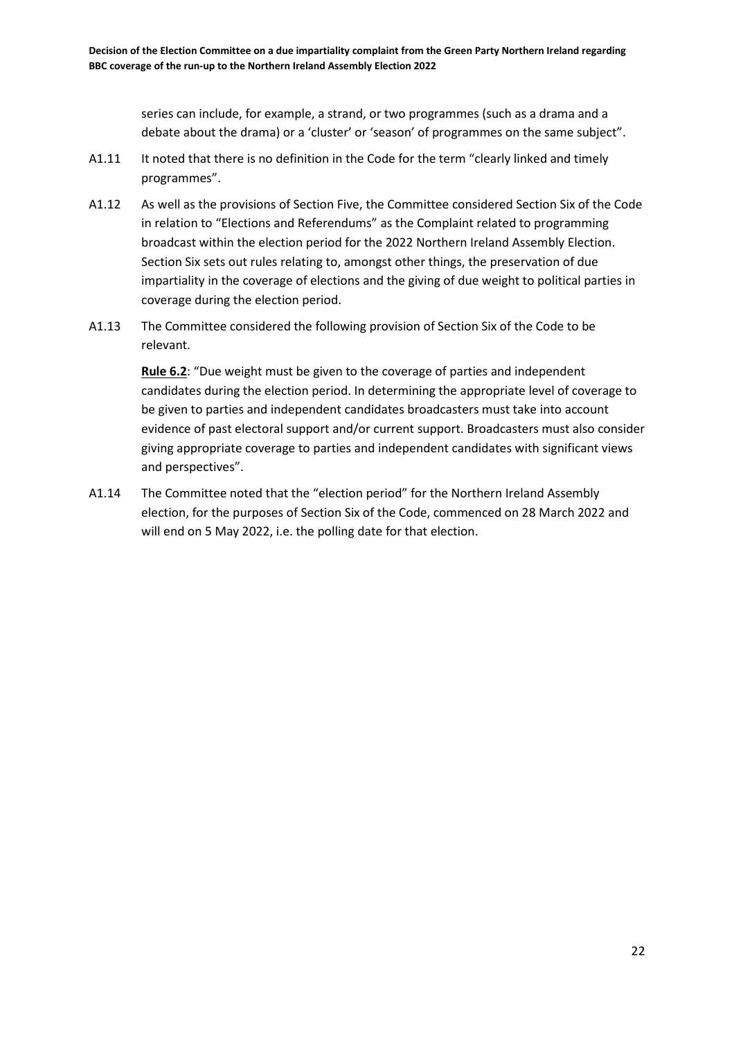series can include, for example, a strand, or two programmes (such as a drama and a debate about the drama) or a 'cluster' or 'season' of programmes on the same subject".

A1.11 It noted that there is no definition in the Code for the term "clearly linked and timely programmes".

A1.12 As well as the provisions of Section Five, the Committee considered Section Six of the Code in relation to "Elections and Referendums" as the Complaint related to programming broadcast within the election period for the 2022 Northern Ireland Assembly Election. Section Six sets out rules relating to, amongst other things, the preservation of due impartiality in the coverage of elections and the giving of due weight to political parties in coverage during the election period.

A1.13 The Committee considered the following provision of Section Six of the Code to be relevant.

**Rule 6.2**: "Due weight must be given to the coverage of parties and independent candidates during the election period. In determining the appropriate level of coverage to be given to parties and independent candidates broadcasters must take into account evidence of past electoral support and/or current support. Broadcasters must also consider giving appropriate coverage to parties and independent candidates with significant views and perspectives".

A1.14 The Committee noted that the "election period" for the Northern Ireland Assembly election, for the purposes of Section Six of the Code, commenced on 28 March 2022 and will end on 5 May 2022, i.e. the polling date for that election.